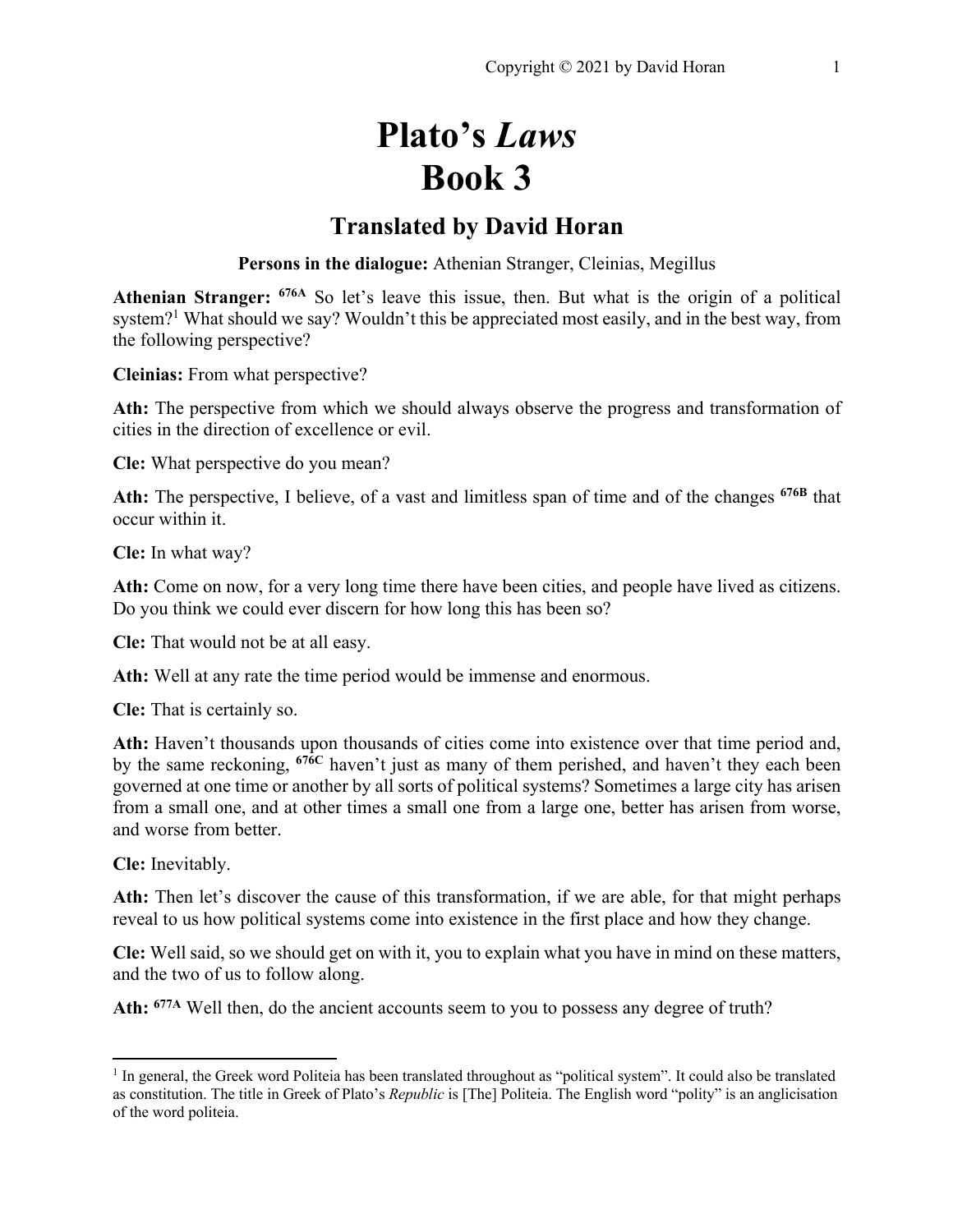# Plato's *Laws*
# Book 3

## Translated by David Horan

**Persons in the dialogue:** Athenian Stranger, Cleinias, Megillus

**Athenian Stranger:** **676A** So let's leave this issue, then. But what is the origin of a political system?[1] What should we say? Wouldn't this be appreciated most easily, and in the best way, from the following perspective?

**Cleinias:** From what perspective?

**Ath:** The perspective from which we should always observe the progress and transformation of cities in the direction of excellence or evil.

**Cle:** What perspective do you mean?

**Ath:** The perspective, I believe, of a vast and limitless span of time and of the changes **676B** that occur within it.

**Cle:** In what way?

**Ath:** Come on now, for a very long time there have been cities, and people have lived as citizens. Do you think we could ever discern for how long this has been so?

**Cle:** That would not be at all easy.

**Ath:** Well at any rate the time period would be immense and enormous.

**Cle:** That is certainly so.

**Ath:** Haven't thousands upon thousands of cities come into existence over that time period and, by the same reckoning, **676C** haven't just as many of them perished, and haven't they each been governed at one time or another by all sorts of political systems? Sometimes a large city has arisen from a small one, and at other times a small one from a large one, better has arisen from worse, and worse from better.

**Cle:** Inevitably.

**Ath:** Then let's discover the cause of this transformation, if we are able, for that might perhaps reveal to us how political systems come into existence in the first place and how they change.

**Cle:** Well said, so we should get on with it, you to explain what you have in mind on these matters, and the two of us to follow along.

**Ath:** **677A** Well then, do the ancient accounts seem to you to possess any degree of truth?

---

[1] In general, the Greek word Politeia has been translated throughout as "political system". It could also be translated as constitution. The title in Greek of Plato's *Republic* is [The] Politeia. The English word "polity" is an anglicisation of the word politeia.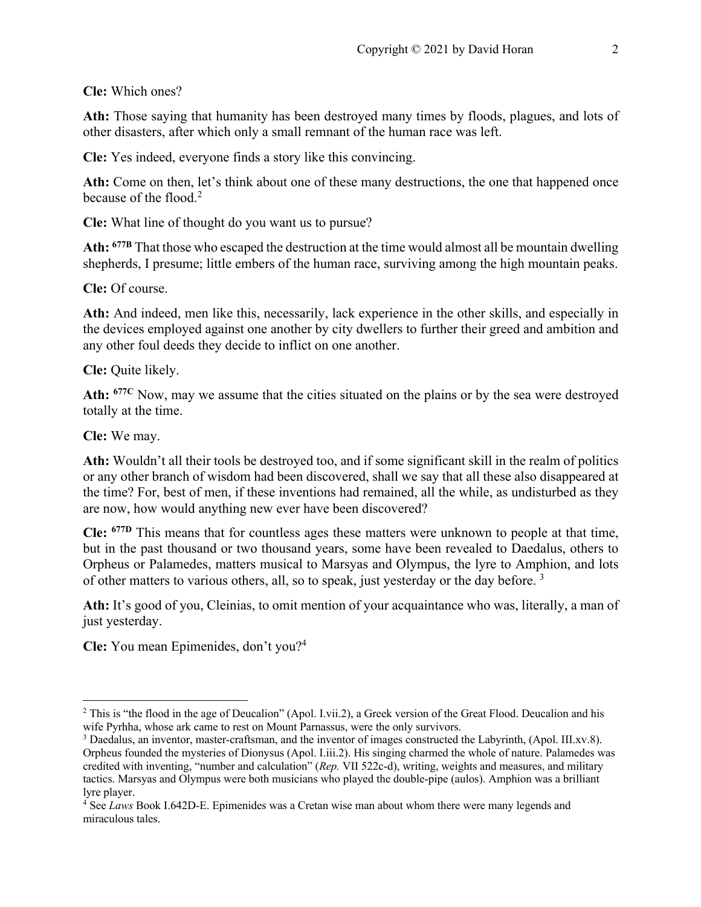**Cle:** Which ones?

**Ath:** Those saying that humanity has been destroyed many times by floods, plagues, and lots of other disasters, after which only a small remnant of the human race was left.

**Cle:** Yes indeed, everyone finds a story like this convincing.

**Ath:** Come on then, let's think about one of these many destructions, the one that happened once because of the flood.[2]

**Cle:** What line of thought do you want us to pursue?

**Ath:** [677B] That those who escaped the destruction at the time would almost all be mountain dwelling shepherds, I presume; little embers of the human race, surviving among the high mountain peaks.

**Cle:** Of course.

**Ath:** And indeed, men like this, necessarily, lack experience in the other skills, and especially in the devices employed against one another by city dwellers to further their greed and ambition and any other foul deeds they decide to inflict on one another.

**Cle:** Quite likely.

**Ath:** [677C] Now, may we assume that the cities situated on the plains or by the sea were destroyed totally at the time.

**Cle:** We may.

**Ath:** Wouldn't all their tools be destroyed too, and if some significant skill in the realm of politics or any other branch of wisdom had been discovered, shall we say that all these also disappeared at the time? For, best of men, if these inventions had remained, all the while, as undisturbed as they are now, how would anything new ever have been discovered?

**Cle:** [677D] This means that for countless ages these matters were unknown to people at that time, but in the past thousand or two thousand years, some have been revealed to Daedalus, others to Orpheus or Palamedes, matters musical to Marsyas and Olympus, the lyre to Amphion, and lots of other matters to various others, all, so to speak, just yesterday or the day before.[3]

**Ath:** It's good of you, Cleinias, to omit mention of your acquaintance who was, literally, a man of just yesterday.

**Cle:** You mean Epimenides, don't you?[4]

---

[2] This is "the flood in the age of Deucalion" (Apol. I.vii.2), a Greek version of the Great Flood. Deucalion and his wife Pyrhha, whose ark came to rest on Mount Parnassus, were the only survivors.

[3] Daedalus, an inventor, master-craftsman, and the inventor of images constructed the Labyrinth, (Apol. III.xv.8). Orpheus founded the mysteries of Dionysus (Apol. I.iii.2). His singing charmed the whole of nature. Palamedes was credited with inventing, "number and calculation" (*Rep.* VII 522c-d), writing, weights and measures, and military tactics. Marsyas and Olympus were both musicians who played the double-pipe (aulos). Amphion was a brilliant lyre player.

[4] See *Laws* Book I.642D-E. Epimenides was a Cretan wise man about whom there were many legends and miraculous tales.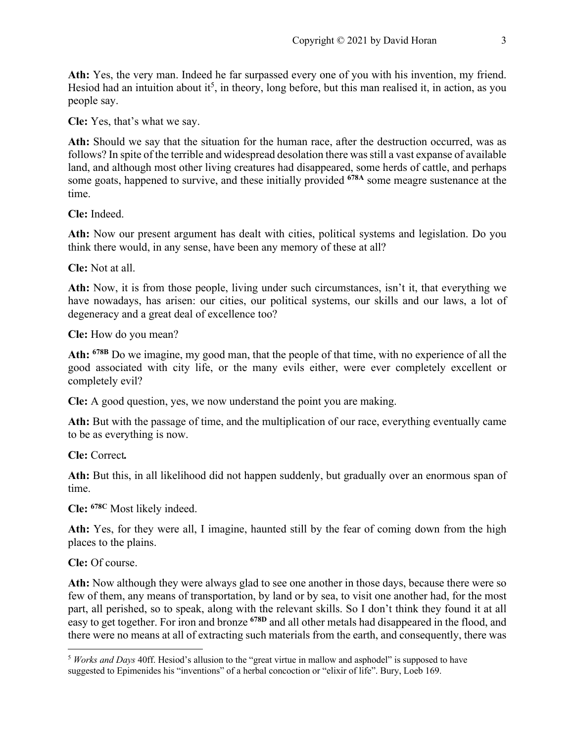**Ath:** Yes, the very man. Indeed he far surpassed every one of you with his invention, my friend. Hesiod had an intuition about it[5], in theory, long before, but this man realised it, in action, as you people say.

**Cle:** Yes, that's what we say.

**Ath:** Should we say that the situation for the human race, after the destruction occurred, was as follows? In spite of the terrible and widespread desolation there was still a vast expanse of available land, and although most other living creatures had disappeared, some herds of cattle, and perhaps some goats, happened to survive, and these initially provided **678A** some meagre sustenance at the time.

**Cle:** Indeed.

**Ath:** Now our present argument has dealt with cities, political systems and legislation. Do you think there would, in any sense, have been any memory of these at all?

**Cle:** Not at all.

**Ath:** Now, it is from those people, living under such circumstances, isn't it, that everything we have nowadays, has arisen: our cities, our political systems, our skills and our laws, a lot of degeneracy and a great deal of excellence too?

**Cle:** How do you mean?

**Ath:** **678B** Do we imagine, my good man, that the people of that time, with no experience of all the good associated with city life, or the many evils either, were ever completely excellent or completely evil?

**Cle:** A good question, yes, we now understand the point you are making.

**Ath:** But with the passage of time, and the multiplication of our race, everything eventually came to be as everything is now.

**Cle:** Correct**.**

**Ath:** But this, in all likelihood did not happen suddenly, but gradually over an enormous span of time.

**Cle:** **678C** Most likely indeed.

**Ath:** Yes, for they were all, I imagine, haunted still by the fear of coming down from the high places to the plains.

**Cle:** Of course.

**Ath:** Now although they were always glad to see one another in those days, because there were so few of them, any means of transportation, by land or by sea, to visit one another had, for the most part, all perished, so to speak, along with the relevant skills. So I don't think they found it at all easy to get together. For iron and bronze **678D** and all other metals had disappeared in the flood, and there were no means at all of extracting such materials from the earth, and consequently, there was

[5] *Works and Days* 40ff. Hesiod's allusion to the "great virtue in mallow and asphodel" is supposed to have suggested to Epimenides his "inventions" of a herbal concoction or "elixir of life". Bury, Loeb 169.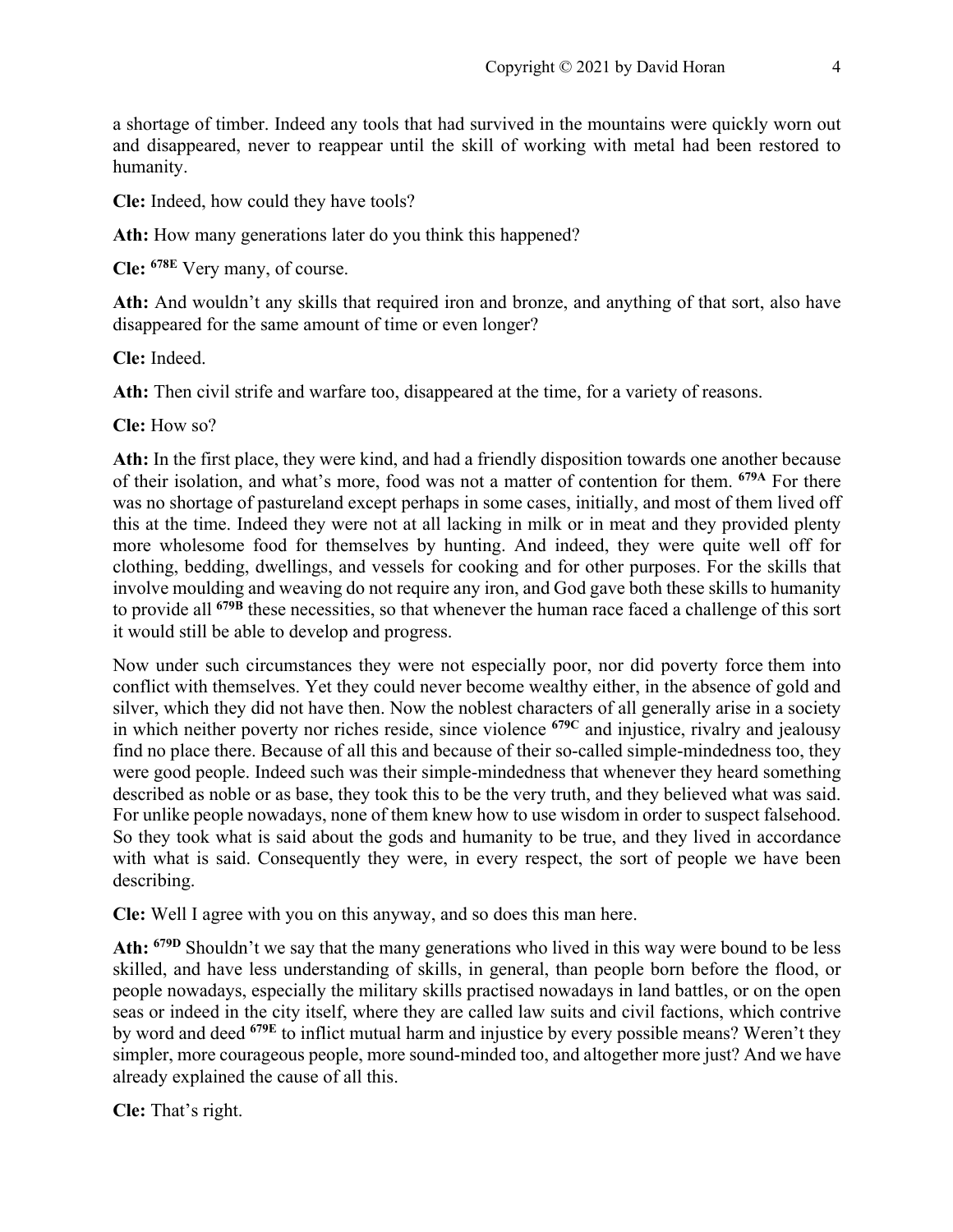a shortage of timber. Indeed any tools that had survived in the mountains were quickly worn out and disappeared, never to reappear until the skill of working with metal had been restored to humanity.

**Cle:** Indeed, how could they have tools?

**Ath:** How many generations later do you think this happened?

**Cle:** **678E** Very many, of course.

**Ath:** And wouldn't any skills that required iron and bronze, and anything of that sort, also have disappeared for the same amount of time or even longer?

**Cle:** Indeed.

**Ath:** Then civil strife and warfare too, disappeared at the time, for a variety of reasons.

**Cle:** How so?

**Ath:** In the first place, they were kind, and had a friendly disposition towards one another because of their isolation, and what's more, food was not a matter of contention for them. **679A** For there was no shortage of pastureland except perhaps in some cases, initially, and most of them lived off this at the time. Indeed they were not at all lacking in milk or in meat and they provided plenty more wholesome food for themselves by hunting. And indeed, they were quite well off for clothing, bedding, dwellings, and vessels for cooking and for other purposes. For the skills that involve moulding and weaving do not require any iron, and God gave both these skills to humanity to provide all **679B** these necessities, so that whenever the human race faced a challenge of this sort it would still be able to develop and progress.

Now under such circumstances they were not especially poor, nor did poverty force them into conflict with themselves. Yet they could never become wealthy either, in the absence of gold and silver, which they did not have then. Now the noblest characters of all generally arise in a society in which neither poverty nor riches reside, since violence **679C** and injustice, rivalry and jealousy find no place there. Because of all this and because of their so-called simple-mindedness too, they were good people. Indeed such was their simple-mindedness that whenever they heard something described as noble or as base, they took this to be the very truth, and they believed what was said. For unlike people nowadays, none of them knew how to use wisdom in order to suspect falsehood. So they took what is said about the gods and humanity to be true, and they lived in accordance with what is said. Consequently they were, in every respect, the sort of people we have been describing.

**Cle:** Well I agree with you on this anyway, and so does this man here.

**Ath:** **679D** Shouldn't we say that the many generations who lived in this way were bound to be less skilled, and have less understanding of skills, in general, than people born before the flood, or people nowadays, especially the military skills practised nowadays in land battles, or on the open seas or indeed in the city itself, where they are called law suits and civil factions, which contrive by word and deed **679E** to inflict mutual harm and injustice by every possible means? Weren't they simpler, more courageous people, more sound-minded too, and altogether more just? And we have already explained the cause of all this.

**Cle:** That's right.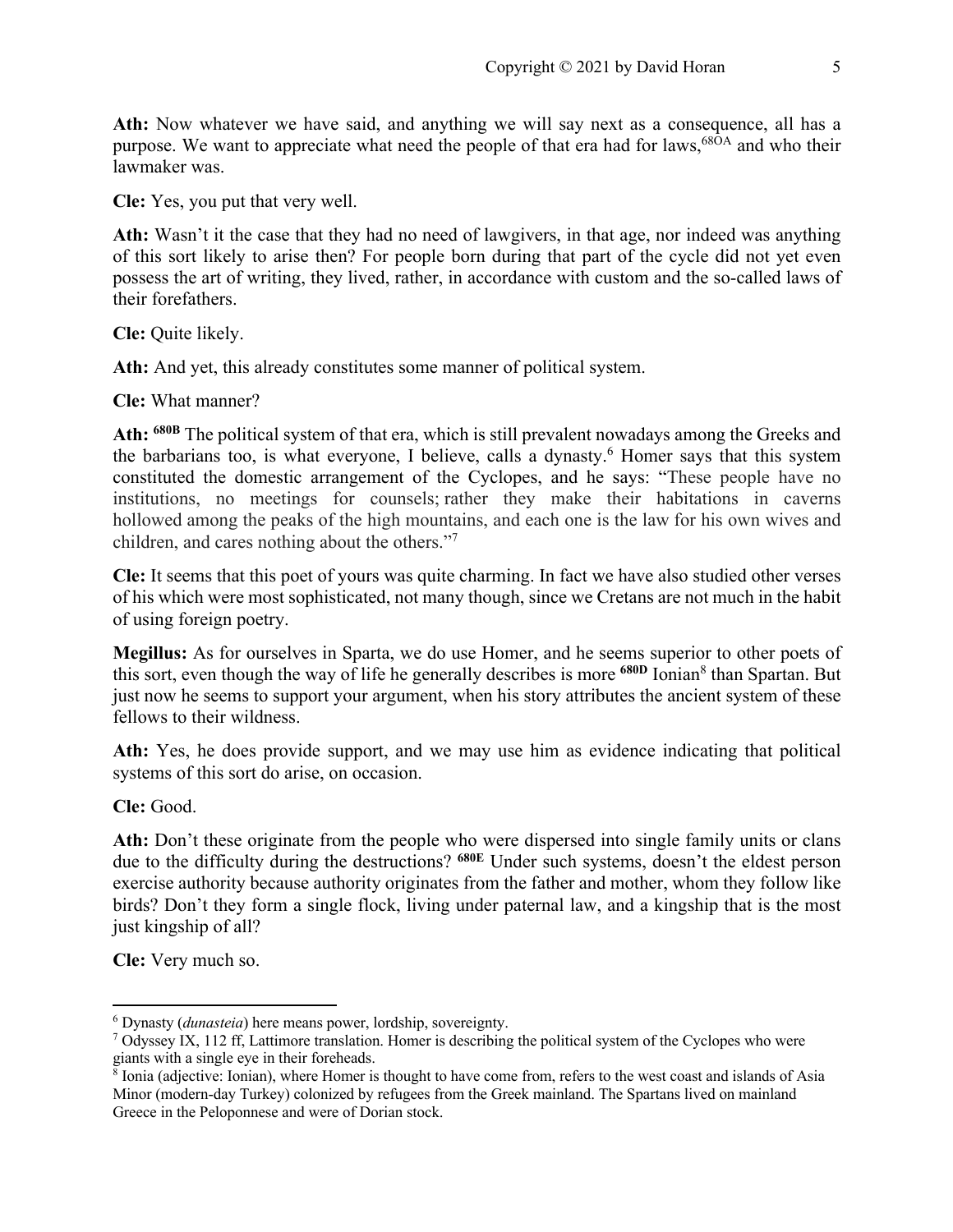**Ath:** Now whatever we have said, and anything we will say next as a consequence, all has a purpose. We want to appreciate what need the people of that era had for laws,[68OA] and who their lawmaker was.

**Cle:** Yes, you put that very well.

**Ath:** Wasn't it the case that they had no need of lawgivers, in that age, nor indeed was anything of this sort likely to arise then? For people born during that part of the cycle did not yet even possess the art of writing, they lived, rather, in accordance with custom and the so-called laws of their forefathers.

**Cle:** Quite likely.

**Ath:** And yet, this already constitutes some manner of political system.

**Cle:** What manner?

**Ath:** [680B] The political system of that era, which is still prevalent nowadays among the Greeks and the barbarians too, is what everyone, I believe, calls a dynasty.[6] Homer says that this system constituted the domestic arrangement of the Cyclopes, and he says: "These people have no institutions, no meetings for counsels; rather they make their habitations in caverns hollowed among the peaks of the high mountains, and each one is the law for his own wives and children, and cares nothing about the others."[7]

**Cle:** It seems that this poet of yours was quite charming. In fact we have also studied other verses of his which were most sophisticated, not many though, since we Cretans are not much in the habit of using foreign poetry.

**Megillus:** As for ourselves in Sparta, we do use Homer, and he seems superior to other poets of this sort, even though the way of life he generally describes is more [680D] Ionian[8] than Spartan. But just now he seems to support your argument, when his story attributes the ancient system of these fellows to their wildness.

**Ath:** Yes, he does provide support, and we may use him as evidence indicating that political systems of this sort do arise, on occasion.

**Cle:** Good.

**Ath:** Don't these originate from the people who were dispersed into single family units or clans due to the difficulty during the destructions? [680E] Under such systems, doesn't the eldest person exercise authority because authority originates from the father and mother, whom they follow like birds? Don't they form a single flock, living under paternal law, and a kingship that is the most just kingship of all?

**Cle:** Very much so.

---

[6] Dynasty (*dunasteia*) here means power, lordship, sovereignty.

[7] Odyssey IX, 112 ff, Lattimore translation. Homer is describing the political system of the Cyclopes who were giants with a single eye in their foreheads.

[8] Ionia (adjective: Ionian), where Homer is thought to have come from, refers to the west coast and islands of Asia Minor (modern-day Turkey) colonized by refugees from the Greek mainland. The Spartans lived on mainland Greece in the Peloponnese and were of Dorian stock.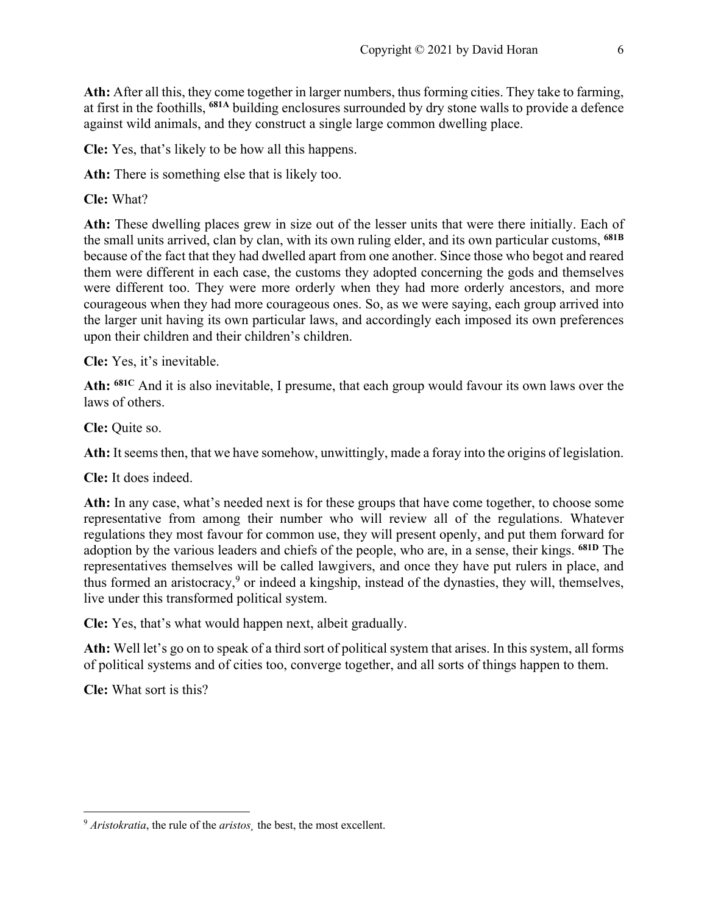**Ath:** After all this, they come together in larger numbers, thus forming cities. They take to farming, at first in the foothills, **681A** building enclosures surrounded by dry stone walls to provide a defence against wild animals, and they construct a single large common dwelling place.

**Cle:** Yes, that's likely to be how all this happens.

**Ath:** There is something else that is likely too.

**Cle:** What?

**Ath:** These dwelling places grew in size out of the lesser units that were there initially. Each of the small units arrived, clan by clan, with its own ruling elder, and its own particular customs, **681B** because of the fact that they had dwelled apart from one another. Since those who begot and reared them were different in each case, the customs they adopted concerning the gods and themselves were different too. They were more orderly when they had more orderly ancestors, and more courageous when they had more courageous ones. So, as we were saying, each group arrived into the larger unit having its own particular laws, and accordingly each imposed its own preferences upon their children and their children's children.

**Cle:** Yes, it's inevitable.

**Ath:** **681C** And it is also inevitable, I presume, that each group would favour its own laws over the laws of others.

**Cle:** Quite so.

**Ath:** It seems then, that we have somehow, unwittingly, made a foray into the origins of legislation.

**Cle:** It does indeed.

**Ath:** In any case, what's needed next is for these groups that have come together, to choose some representative from among their number who will review all of the regulations. Whatever regulations they most favour for common use, they will present openly, and put them forward for adoption by the various leaders and chiefs of the people, who are, in a sense, their kings. **681D** The representatives themselves will be called lawgivers, and once they have put rulers in place, and thus formed an aristocracy,[9] or indeed a kingship, instead of the dynasties, they will, themselves, live under this transformed political system.

**Cle:** Yes, that's what would happen next, albeit gradually.

**Ath:** Well let's go on to speak of a third sort of political system that arises. In this system, all forms of political systems and of cities too, converge together, and all sorts of things happen to them.

**Cle:** What sort is this?

---

[9] *Aristokratia*, the rule of the *aristos¸* the best, the most excellent.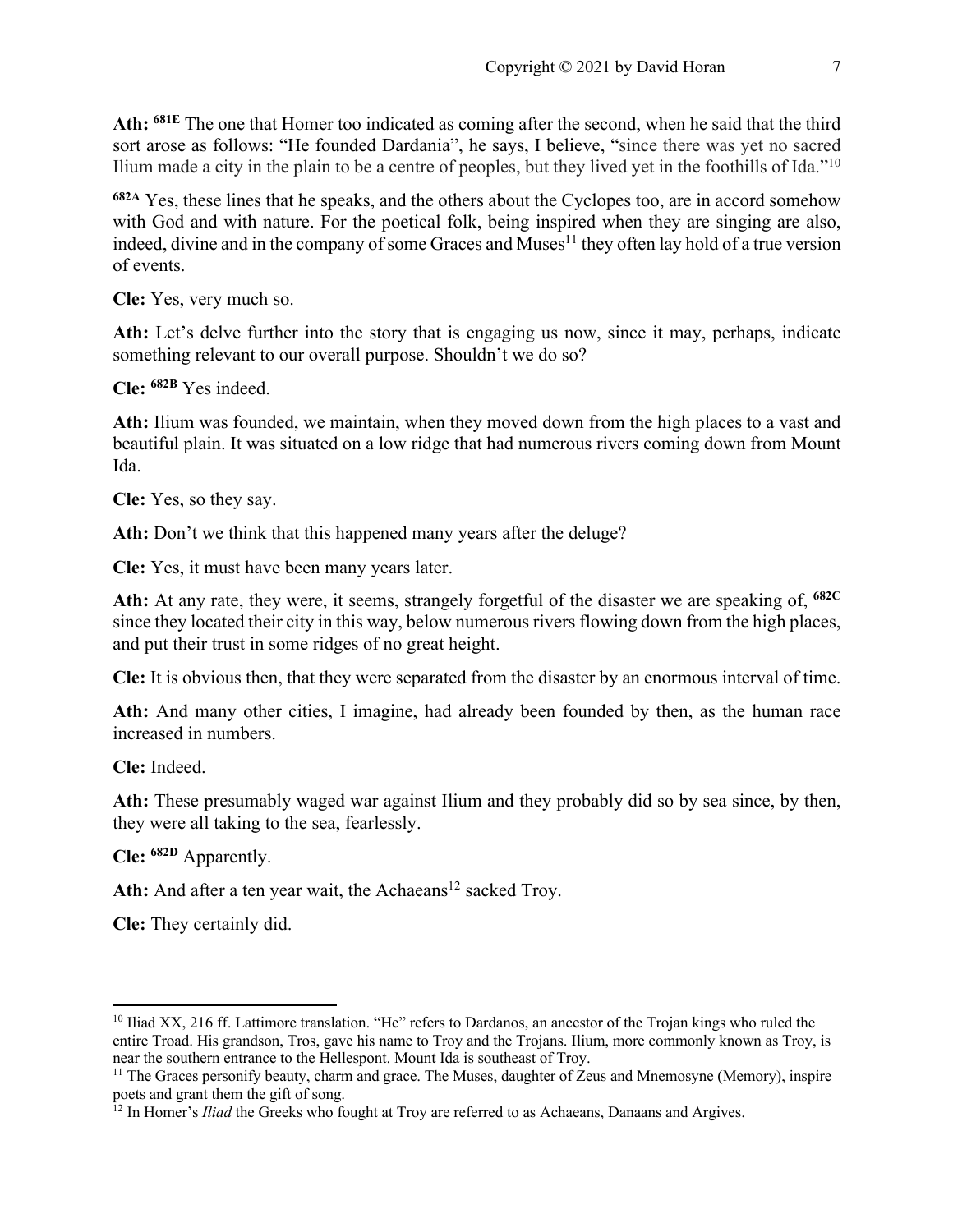**Ath:** [681E] The one that Homer too indicated as coming after the second, when he said that the third sort arose as follows: "He founded Dardania", he says, I believe, "since there was yet no sacred Ilium made a city in the plain to be a centre of peoples, but they lived yet in the foothills of Ida."[10]

[682A] Yes, these lines that he speaks, and the others about the Cyclopes too, are in accord somehow with God and with nature. For the poetical folk, being inspired when they are singing are also, indeed, divine and in the company of some Graces and Muses[11] they often lay hold of a true version of events.

**Cle:** Yes, very much so.

**Ath:** Let's delve further into the story that is engaging us now, since it may, perhaps, indicate something relevant to our overall purpose. Shouldn't we do so?

**Cle:** [682B] Yes indeed.

**Ath:** Ilium was founded, we maintain, when they moved down from the high places to a vast and beautiful plain. It was situated on a low ridge that had numerous rivers coming down from Mount Ida.

**Cle:** Yes, so they say.

**Ath:** Don't we think that this happened many years after the deluge?

**Cle:** Yes, it must have been many years later.

**Ath:** At any rate, they were, it seems, strangely forgetful of the disaster we are speaking of, [682C] since they located their city in this way, below numerous rivers flowing down from the high places, and put their trust in some ridges of no great height.

**Cle:** It is obvious then, that they were separated from the disaster by an enormous interval of time.

**Ath:** And many other cities, I imagine, had already been founded by then, as the human race increased in numbers.

**Cle:** Indeed.

**Ath:** These presumably waged war against Ilium and they probably did so by sea since, by then, they were all taking to the sea, fearlessly.

**Cle:** [682D] Apparently.

**Ath:** And after a ten year wait, the Achaeans[12] sacked Troy.

**Cle:** They certainly did.

---

[10] Iliad XX, 216 ff. Lattimore translation. "He" refers to Dardanos, an ancestor of the Trojan kings who ruled the entire Troad. His grandson, Tros, gave his name to Troy and the Trojans. Ilium, more commonly known as Troy, is near the southern entrance to the Hellespont. Mount Ida is southeast of Troy.

[11] The Graces personify beauty, charm and grace. The Muses, daughter of Zeus and Mnemosyne (Memory), inspire poets and grant them the gift of song.

[12] In Homer's *Iliad* the Greeks who fought at Troy are referred to as Achaeans, Danaans and Argives.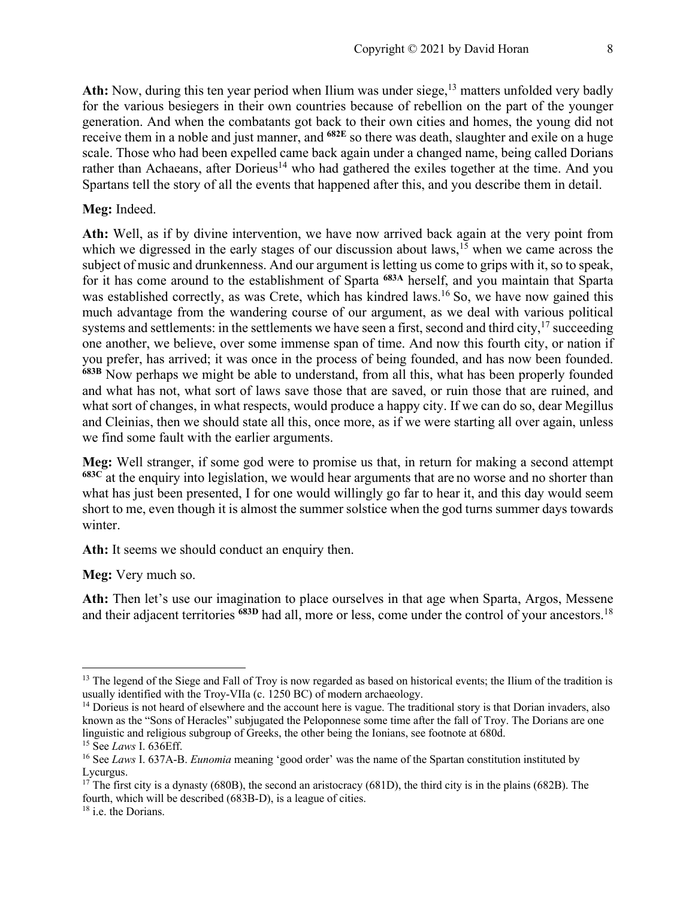**Ath:** Now, during this ten year period when Ilium was under siege,[13] matters unfolded very badly for the various besiegers in their own countries because of rebellion on the part of the younger generation. And when the combatants got back to their own cities and homes, the young did not receive them in a noble and just manner, and **682E** so there was death, slaughter and exile on a huge scale. Those who had been expelled came back again under a changed name, being called Dorians rather than Achaeans, after Dorieus[14] who had gathered the exiles together at the time. And you Spartans tell the story of all the events that happened after this, and you describe them in detail.

**Meg:** Indeed.

**Ath:** Well, as if by divine intervention, we have now arrived back again at the very point from which we digressed in the early stages of our discussion about laws,[15] when we came across the subject of music and drunkenness. And our argument is letting us come to grips with it, so to speak, for it has come around to the establishment of Sparta **683A** herself, and you maintain that Sparta was established correctly, as was Crete, which has kindred laws.[16] So, we have now gained this much advantage from the wandering course of our argument, as we deal with various political systems and settlements: in the settlements we have seen a first, second and third city,[17] succeeding one another, we believe, over some immense span of time. And now this fourth city, or nation if you prefer, has arrived; it was once in the process of being founded, and has now been founded. **683B** Now perhaps we might be able to understand, from all this, what has been properly founded and what has not, what sort of laws save those that are saved, or ruin those that are ruined, and what sort of changes, in what respects, would produce a happy city. If we can do so, dear Megillus and Cleinias, then we should state all this, once more, as if we were starting all over again, unless we find some fault with the earlier arguments.

**Meg:** Well stranger, if some god were to promise us that, in return for making a second attempt **683C** at the enquiry into legislation, we would hear arguments that are no worse and no shorter than what has just been presented, I for one would willingly go far to hear it, and this day would seem short to me, even though it is almost the summer solstice when the god turns summer days towards winter.

**Ath:** It seems we should conduct an enquiry then.

**Meg:** Very much so.

**Ath:** Then let's use our imagination to place ourselves in that age when Sparta, Argos, Messene and their adjacent territories **683D** had all, more or less, come under the control of your ancestors.[18]

---

[13] The legend of the Siege and Fall of Troy is now regarded as based on historical events; the Ilium of the tradition is usually identified with the Troy-VIIa (c. 1250 BC) of modern archaeology.

[14] Dorieus is not heard of elsewhere and the account here is vague. The traditional story is that Dorian invaders, also known as the "Sons of Heracles" subjugated the Peloponnese some time after the fall of Troy. The Dorians are one linguistic and religious subgroup of Greeks, the other being the Ionians, see footnote at 680d.

[15] See *Laws* I. 636Eff.

[16] See *Laws* I. 637A-B. *Eunomia* meaning 'good order' was the name of the Spartan constitution instituted by Lycurgus.

[17] The first city is a dynasty (680B), the second an aristocracy (681D), the third city is in the plains (682B). The fourth, which will be described (683B-D), is a league of cities.

[18] i.e. the Dorians.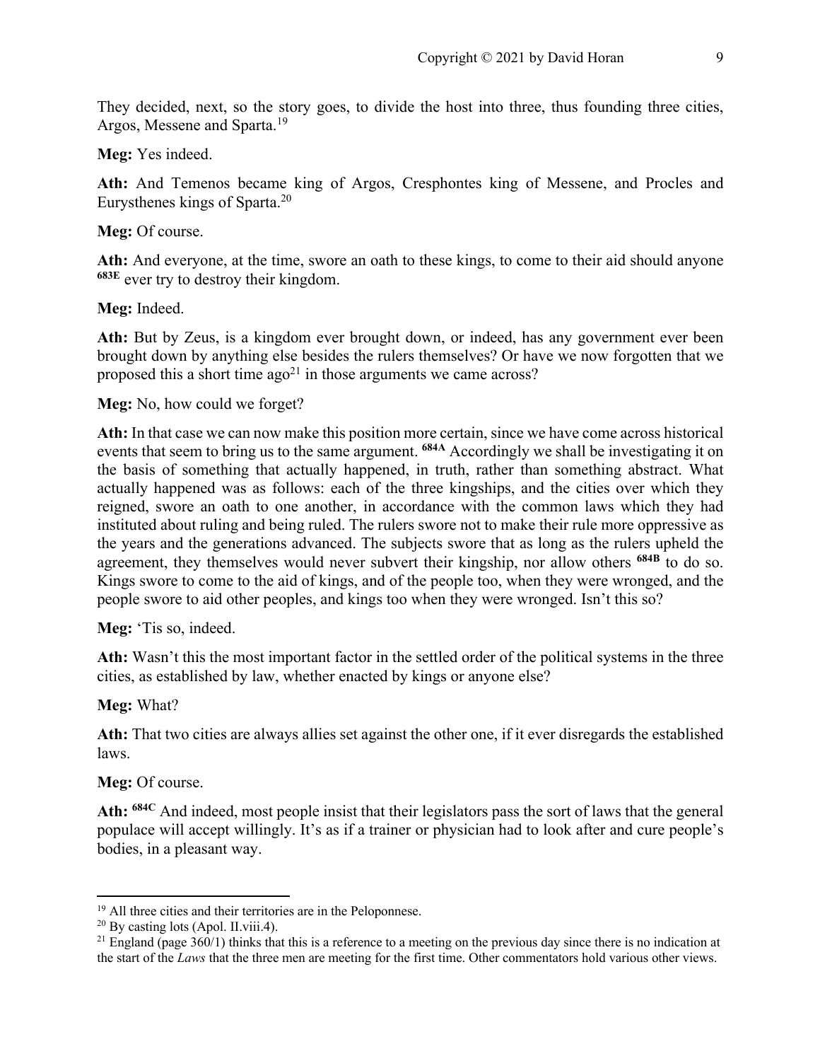They decided, next, so the story goes, to divide the host into three, thus founding three cities, Argos, Messene and Sparta.[19]

**Meg:** Yes indeed.

**Ath:** And Temenos became king of Argos, Cresphontes king of Messene, and Procles and Eurysthenes kings of Sparta.[20]

**Meg:** Of course.

**Ath:** And everyone, at the time, swore an oath to these kings, to come to their aid should anyone **683E** ever try to destroy their kingdom.

**Meg:** Indeed.

**Ath:** But by Zeus, is a kingdom ever brought down, or indeed, has any government ever been brought down by anything else besides the rulers themselves? Or have we now forgotten that we proposed this a short time ago[21] in those arguments we came across?

**Meg:** No, how could we forget?

**Ath:** In that case we can now make this position more certain, since we have come across historical events that seem to bring us to the same argument. **684A** Accordingly we shall be investigating it on the basis of something that actually happened, in truth, rather than something abstract. What actually happened was as follows: each of the three kingships, and the cities over which they reigned, swore an oath to one another, in accordance with the common laws which they had instituted about ruling and being ruled. The rulers swore not to make their rule more oppressive as the years and the generations advanced. The subjects swore that as long as the rulers upheld the agreement, they themselves would never subvert their kingship, nor allow others **684B** to do so. Kings swore to come to the aid of kings, and of the people too, when they were wronged, and the people swore to aid other peoples, and kings too when they were wronged. Isn't this so?

**Meg:** 'Tis so, indeed.

**Ath:** Wasn't this the most important factor in the settled order of the political systems in the three cities, as established by law, whether enacted by kings or anyone else?

**Meg:** What?

**Ath:** That two cities are always allies set against the other one, if it ever disregards the established laws.

**Meg:** Of course.

**Ath:** **684C** And indeed, most people insist that their legislators pass the sort of laws that the general populace will accept willingly. It's as if a trainer or physician had to look after and cure people's bodies, in a pleasant way.

---

[19] All three cities and their territories are in the Peloponnese.

[20] By casting lots (Apol. II.viii.4).

[21] England (page 360/1) thinks that this is a reference to a meeting on the previous day since there is no indication at the start of the *Laws* that the three men are meeting for the first time. Other commentators hold various other views.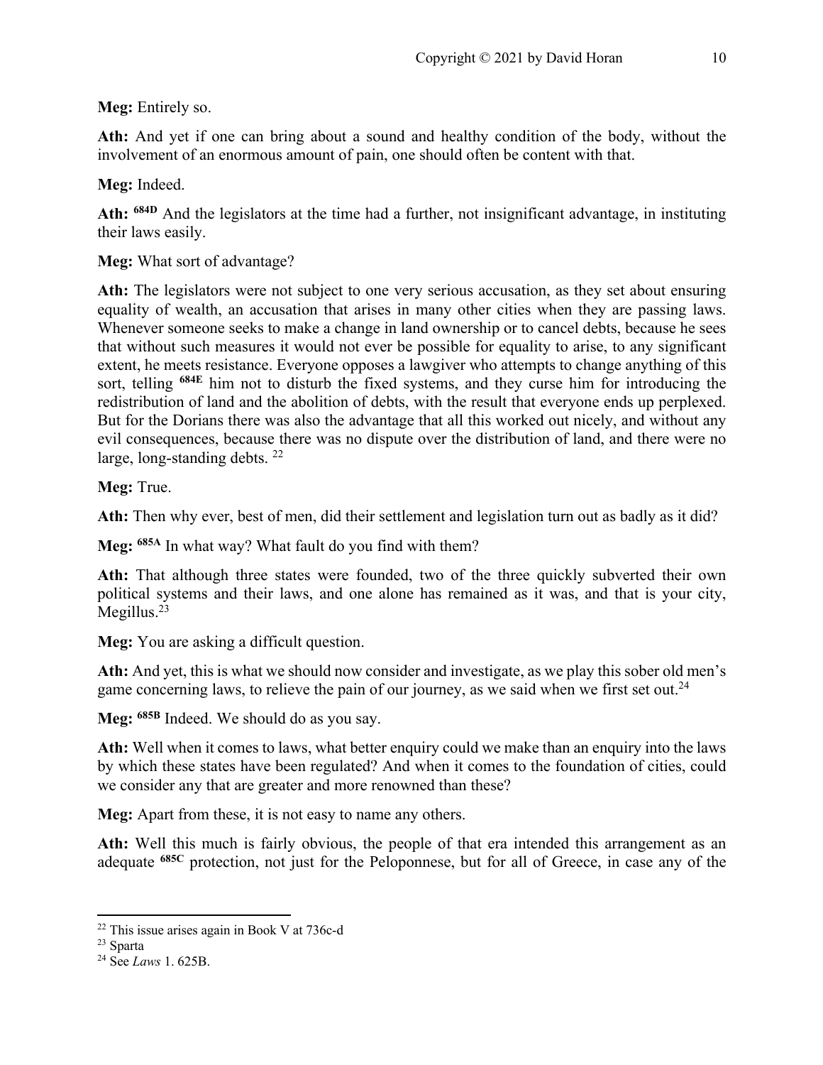**Meg:** Entirely so.

**Ath:** And yet if one can bring about a sound and healthy condition of the body, without the involvement of an enormous amount of pain, one should often be content with that.

**Meg:** Indeed.

**Ath:** **684D** And the legislators at the time had a further, not insignificant advantage, in instituting their laws easily.

**Meg:** What sort of advantage?

**Ath:** The legislators were not subject to one very serious accusation, as they set about ensuring equality of wealth, an accusation that arises in many other cities when they are passing laws. Whenever someone seeks to make a change in land ownership or to cancel debts, because he sees that without such measures it would not ever be possible for equality to arise, to any significant extent, he meets resistance. Everyone opposes a lawgiver who attempts to change anything of this sort, telling **684E** him not to disturb the fixed systems, and they curse him for introducing the redistribution of land and the abolition of debts, with the result that everyone ends up perplexed. But for the Dorians there was also the advantage that all this worked out nicely, and without any evil consequences, because there was no dispute over the distribution of land, and there were no large, long-standing debts. [22]

**Meg:** True.

**Ath:** Then why ever, best of men, did their settlement and legislation turn out as badly as it did?

**Meg:** **685A** In what way? What fault do you find with them?

**Ath:** That although three states were founded, two of the three quickly subverted their own political systems and their laws, and one alone has remained as it was, and that is your city, Megillus.[23]

**Meg:** You are asking a difficult question.

**Ath:** And yet, this is what we should now consider and investigate, as we play this sober old men's game concerning laws, to relieve the pain of our journey, as we said when we first set out.[24]

**Meg:** **685B** Indeed. We should do as you say.

**Ath:** Well when it comes to laws, what better enquiry could we make than an enquiry into the laws by which these states have been regulated? And when it comes to the foundation of cities, could we consider any that are greater and more renowned than these?

**Meg:** Apart from these, it is not easy to name any others.

**Ath:** Well this much is fairly obvious, the people of that era intended this arrangement as an adequate **685C** protection, not just for the Peloponnese, but for all of Greece, in case any of the

---

[22] This issue arises again in Book V at 736c-d

[23] Sparta

[24] See *Laws* 1. 625B.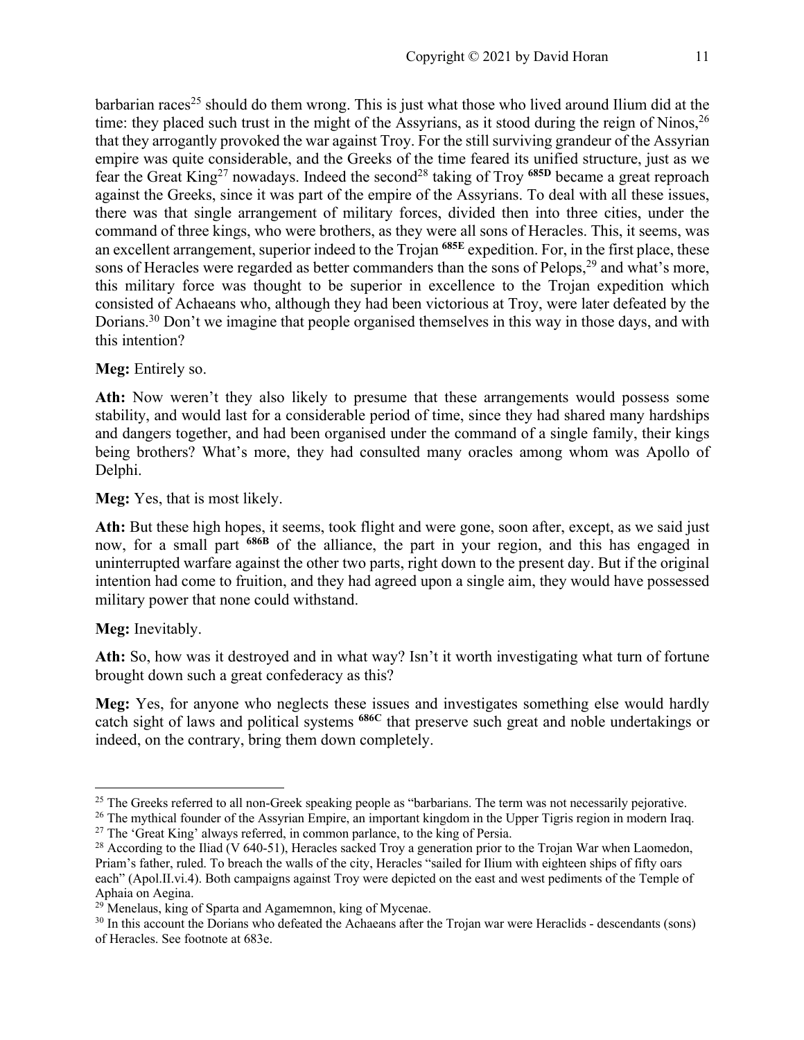barbarian races[25] should do them wrong. This is just what those who lived around Ilium did at the time: they placed such trust in the might of the Assyrians, as it stood during the reign of Ninos,[26] that they arrogantly provoked the war against Troy. For the still surviving grandeur of the Assyrian empire was quite considerable, and the Greeks of the time feared its unified structure, just as we fear the Great King[27] nowadays. Indeed the second[28] taking of Troy **685D** became a great reproach against the Greeks, since it was part of the empire of the Assyrians. To deal with all these issues, there was that single arrangement of military forces, divided then into three cities, under the command of three kings, who were brothers, as they were all sons of Heracles. This, it seems, was an excellent arrangement, superior indeed to the Trojan **685E** expedition. For, in the first place, these sons of Heracles were regarded as better commanders than the sons of Pelops,[29] and what's more, this military force was thought to be superior in excellence to the Trojan expedition which consisted of Achaeans who, although they had been victorious at Troy, were later defeated by the Dorians.[30] Don't we imagine that people organised themselves in this way in those days, and with this intention?

**Meg:** Entirely so.

**Ath:** Now weren't they also likely to presume that these arrangements would possess some stability, and would last for a considerable period of time, since they had shared many hardships and dangers together, and had been organised under the command of a single family, their kings being brothers? What's more, they had consulted many oracles among whom was Apollo of Delphi.

**Meg:** Yes, that is most likely.

**Ath:** But these high hopes, it seems, took flight and were gone, soon after, except, as we said just now, for a small part **686B** of the alliance, the part in your region, and this has engaged in uninterrupted warfare against the other two parts, right down to the present day. But if the original intention had come to fruition, and they had agreed upon a single aim, they would have possessed military power that none could withstand.

**Meg:** Inevitably.

**Ath:** So, how was it destroyed and in what way? Isn't it worth investigating what turn of fortune brought down such a great confederacy as this?

**Meg:** Yes, for anyone who neglects these issues and investigates something else would hardly catch sight of laws and political systems **686C** that preserve such great and noble undertakings or indeed, on the contrary, bring them down completely.

---

[25] The Greeks referred to all non-Greek speaking people as "barbarians. The term was not necessarily pejorative.

[26] The mythical founder of the Assyrian Empire, an important kingdom in the Upper Tigris region in modern Iraq.

[27] The 'Great King' always referred, in common parlance, to the king of Persia.

[28] According to the Iliad (V 640-51), Heracles sacked Troy a generation prior to the Trojan War when Laomedon, Priam's father, ruled. To breach the walls of the city, Heracles "sailed for Ilium with eighteen ships of fifty oars each" (Apol.II.vi.4). Both campaigns against Troy were depicted on the east and west pediments of the Temple of Aphaia on Aegina.

[29] Menelaus, king of Sparta and Agamemnon, king of Mycenae.

[30] In this account the Dorians who defeated the Achaeans after the Trojan war were Heraclids - descendants (sons) of Heracles. See footnote at 683e.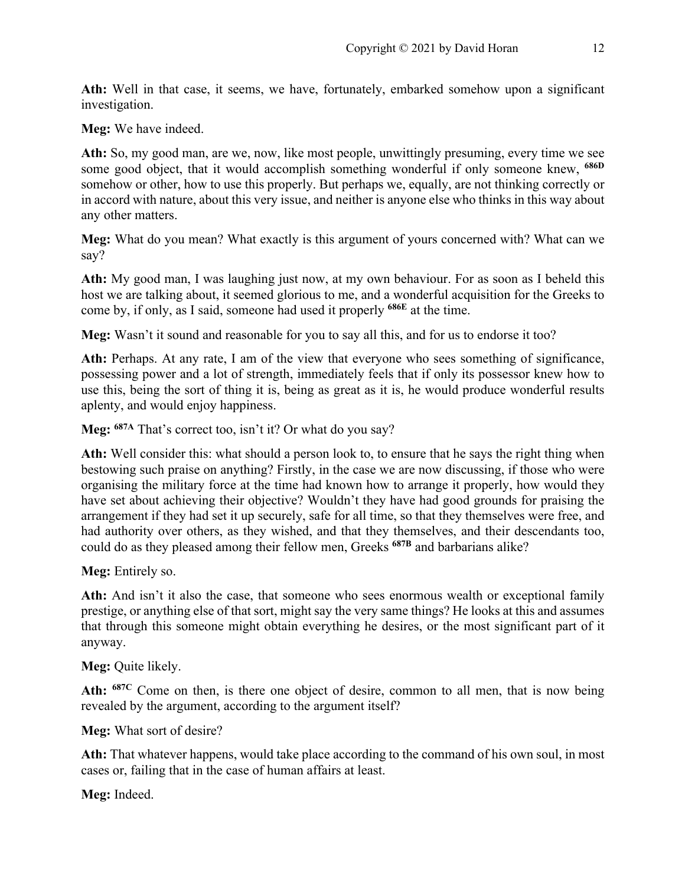**Ath:** Well in that case, it seems, we have, fortunately, embarked somehow upon a significant investigation.

**Meg:** We have indeed.

**Ath:** So, my good man, are we, now, like most people, unwittingly presuming, every time we see some good object, that it would accomplish something wonderful if only someone knew, **686D** somehow or other, how to use this properly. But perhaps we, equally, are not thinking correctly or in accord with nature, about this very issue, and neither is anyone else who thinks in this way about any other matters.

**Meg:** What do you mean? What exactly is this argument of yours concerned with? What can we say?

**Ath:** My good man, I was laughing just now, at my own behaviour. For as soon as I beheld this host we are talking about, it seemed glorious to me, and a wonderful acquisition for the Greeks to come by, if only, as I said, someone had used it properly **686E** at the time.

**Meg:** Wasn't it sound and reasonable for you to say all this, and for us to endorse it too?

**Ath:** Perhaps. At any rate, I am of the view that everyone who sees something of significance, possessing power and a lot of strength, immediately feels that if only its possessor knew how to use this, being the sort of thing it is, being as great as it is, he would produce wonderful results aplenty, and would enjoy happiness.

**Meg:** **687A** That's correct too, isn't it? Or what do you say?

**Ath:** Well consider this: what should a person look to, to ensure that he says the right thing when bestowing such praise on anything? Firstly, in the case we are now discussing, if those who were organising the military force at the time had known how to arrange it properly, how would they have set about achieving their objective? Wouldn't they have had good grounds for praising the arrangement if they had set it up securely, safe for all time, so that they themselves were free, and had authority over others, as they wished, and that they themselves, and their descendants too, could do as they pleased among their fellow men, Greeks **687B** and barbarians alike?

**Meg:** Entirely so.

**Ath:** And isn't it also the case, that someone who sees enormous wealth or exceptional family prestige, or anything else of that sort, might say the very same things? He looks at this and assumes that through this someone might obtain everything he desires, or the most significant part of it anyway.

**Meg:** Quite likely.

**Ath:** **687C** Come on then, is there one object of desire, common to all men, that is now being revealed by the argument, according to the argument itself?

**Meg:** What sort of desire?

**Ath:** That whatever happens, would take place according to the command of his own soul, in most cases or, failing that in the case of human affairs at least.

**Meg:** Indeed.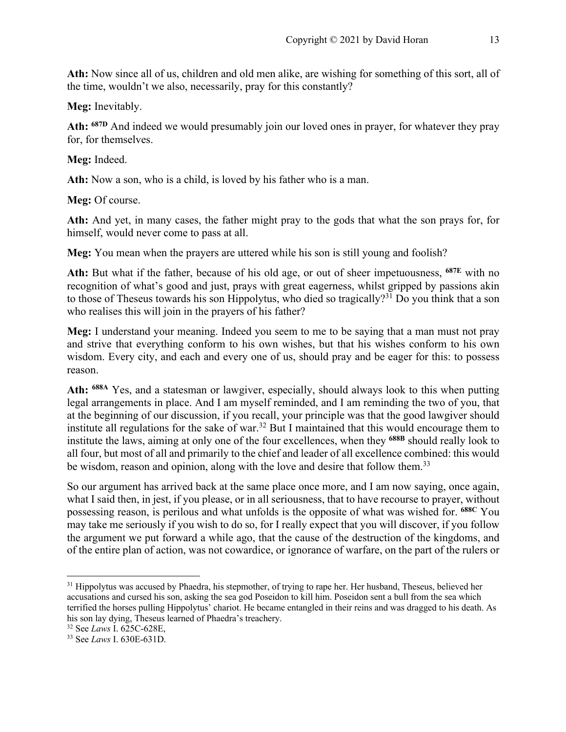**Ath:** Now since all of us, children and old men alike, are wishing for something of this sort, all of the time, wouldn't we also, necessarily, pray for this constantly?

**Meg:** Inevitably.

**Ath:** **687D** And indeed we would presumably join our loved ones in prayer, for whatever they pray for, for themselves.

**Meg:** Indeed.

**Ath:** Now a son, who is a child, is loved by his father who is a man.

**Meg:** Of course.

**Ath:** And yet, in many cases, the father might pray to the gods that what the son prays for, for himself, would never come to pass at all.

**Meg:** You mean when the prayers are uttered while his son is still young and foolish?

**Ath:** But what if the father, because of his old age, or out of sheer impetuousness, **687E** with no recognition of what's good and just, prays with great eagerness, whilst gripped by passions akin to those of Theseus towards his son Hippolytus, who died so tragically?[31] Do you think that a son who realises this will join in the prayers of his father?

**Meg:** I understand your meaning. Indeed you seem to me to be saying that a man must not pray and strive that everything conform to his own wishes, but that his wishes conform to his own wisdom. Every city, and each and every one of us, should pray and be eager for this: to possess reason.

**Ath:** **688A** Yes, and a statesman or lawgiver, especially, should always look to this when putting legal arrangements in place. And I am myself reminded, and I am reminding the two of you, that at the beginning of our discussion, if you recall, your principle was that the good lawgiver should institute all regulations for the sake of war.[32] But I maintained that this would encourage them to institute the laws, aiming at only one of the four excellences, when they **688B** should really look to all four, but most of all and primarily to the chief and leader of all excellence combined: this would be wisdom, reason and opinion, along with the love and desire that follow them.[33]

So our argument has arrived back at the same place once more, and I am now saying, once again, what I said then, in jest, if you please, or in all seriousness, that to have recourse to prayer, without possessing reason, is perilous and what unfolds is the opposite of what was wished for. **688C** You may take me seriously if you wish to do so, for I really expect that you will discover, if you follow the argument we put forward a while ago, that the cause of the destruction of the kingdoms, and of the entire plan of action, was not cowardice, or ignorance of warfare, on the part of the rulers or

---

[31] Hippolytus was accused by Phaedra, his stepmother, of trying to rape her. Her husband, Theseus, believed her accusations and cursed his son, asking the sea god Poseidon to kill him. Poseidon sent a bull from the sea which terrified the horses pulling Hippolytus' chariot. He became entangled in their reins and was dragged to his death. As his son lay dying, Theseus learned of Phaedra's treachery.

[32] See *Laws* I. 625C-628E,

[33] See *Laws* I. 630E-631D.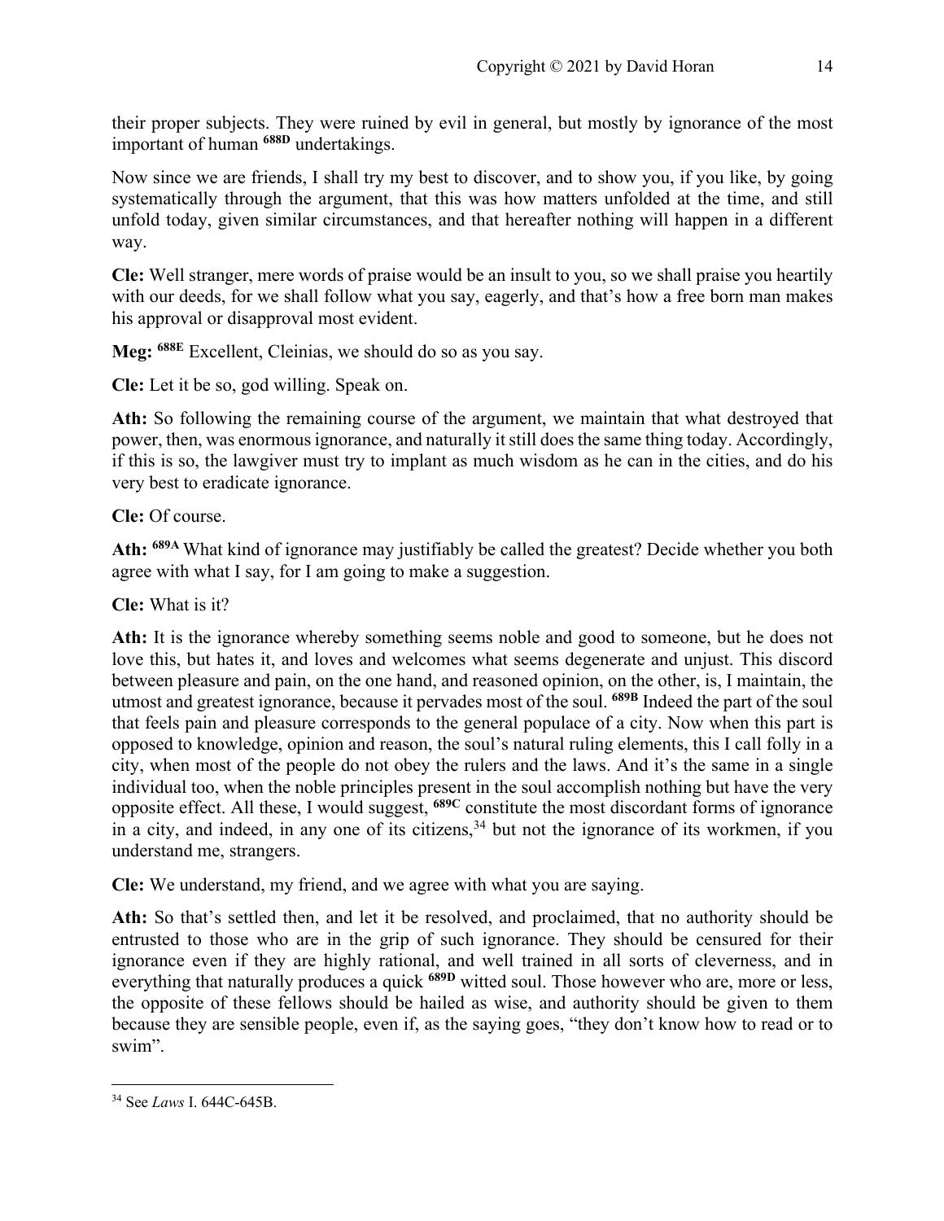their proper subjects. They were ruined by evil in general, but mostly by ignorance of the most important of human **688D** undertakings.

Now since we are friends, I shall try my best to discover, and to show you, if you like, by going systematically through the argument, that this was how matters unfolded at the time, and still unfold today, given similar circumstances, and that hereafter nothing will happen in a different way.

**Cle:** Well stranger, mere words of praise would be an insult to you, so we shall praise you heartily with our deeds, for we shall follow what you say, eagerly, and that's how a free born man makes his approval or disapproval most evident.

**Meg:** **688E** Excellent, Cleinias, we should do so as you say.

**Cle:** Let it be so, god willing. Speak on.

**Ath:** So following the remaining course of the argument, we maintain that what destroyed that power, then, was enormous ignorance, and naturally it still does the same thing today. Accordingly, if this is so, the lawgiver must try to implant as much wisdom as he can in the cities, and do his very best to eradicate ignorance.

**Cle:** Of course.

**Ath:** **689A** What kind of ignorance may justifiably be called the greatest? Decide whether you both agree with what I say, for I am going to make a suggestion.

**Cle:** What is it?

**Ath:** It is the ignorance whereby something seems noble and good to someone, but he does not love this, but hates it, and loves and welcomes what seems degenerate and unjust. This discord between pleasure and pain, on the one hand, and reasoned opinion, on the other, is, I maintain, the utmost and greatest ignorance, because it pervades most of the soul. **689B** Indeed the part of the soul that feels pain and pleasure corresponds to the general populace of a city. Now when this part is opposed to knowledge, opinion and reason, the soul's natural ruling elements, this I call folly in a city, when most of the people do not obey the rulers and the laws. And it's the same in a single individual too, when the noble principles present in the soul accomplish nothing but have the very opposite effect. All these, I would suggest, **689C** constitute the most discordant forms of ignorance in a city, and indeed, in any one of its citizens,[34] but not the ignorance of its workmen, if you understand me, strangers.

**Cle:** We understand, my friend, and we agree with what you are saying.

**Ath:** So that's settled then, and let it be resolved, and proclaimed, that no authority should be entrusted to those who are in the grip of such ignorance. They should be censured for their ignorance even if they are highly rational, and well trained in all sorts of cleverness, and in everything that naturally produces a quick **689D** witted soul. Those however who are, more or less, the opposite of these fellows should be hailed as wise, and authority should be given to them because they are sensible people, even if, as the saying goes, "they don't know how to read or to swim".

---

[34] See *Laws* I. 644C-645B.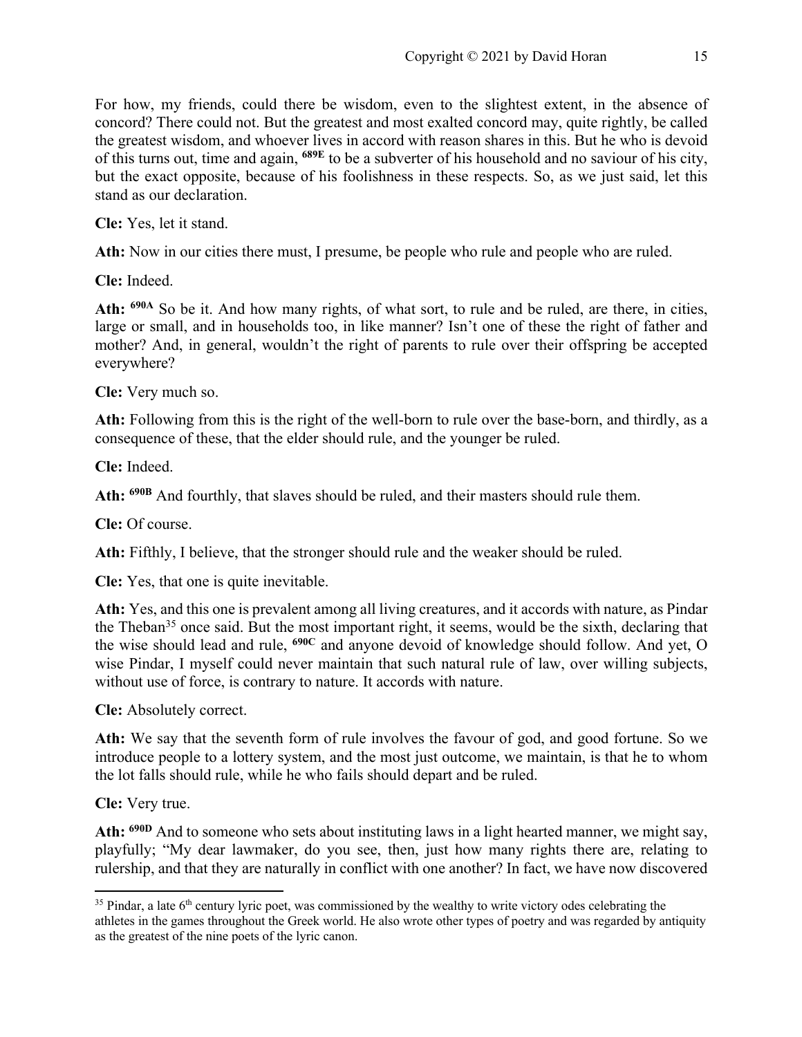For how, my friends, could there be wisdom, even to the slightest extent, in the absence of concord? There could not. But the greatest and most exalted concord may, quite rightly, be called the greatest wisdom, and whoever lives in accord with reason shares in this. But he who is devoid of this turns out, time and again, **689E** to be a subverter of his household and no saviour of his city, but the exact opposite, because of his foolishness in these respects. So, as we just said, let this stand as our declaration.

**Cle:** Yes, let it stand.

**Ath:** Now in our cities there must, I presume, be people who rule and people who are ruled.

**Cle:** Indeed.

**Ath:** **690A** So be it. And how many rights, of what sort, to rule and be ruled, are there, in cities, large or small, and in households too, in like manner? Isn't one of these the right of father and mother? And, in general, wouldn't the right of parents to rule over their offspring be accepted everywhere?

**Cle:** Very much so.

**Ath:** Following from this is the right of the well-born to rule over the base-born, and thirdly, as a consequence of these, that the elder should rule, and the younger be ruled.

**Cle:** Indeed.

**Ath:** **690B** And fourthly, that slaves should be ruled, and their masters should rule them.

**Cle:** Of course.

**Ath:** Fifthly, I believe, that the stronger should rule and the weaker should be ruled.

**Cle:** Yes, that one is quite inevitable.

**Ath:** Yes, and this one is prevalent among all living creatures, and it accords with nature, as Pindar the Theban[35] once said. But the most important right, it seems, would be the sixth, declaring that the wise should lead and rule, **690C** and anyone devoid of knowledge should follow. And yet, O wise Pindar, I myself could never maintain that such natural rule of law, over willing subjects, without use of force, is contrary to nature. It accords with nature.

**Cle:** Absolutely correct.

**Ath:** We say that the seventh form of rule involves the favour of god, and good fortune. So we introduce people to a lottery system, and the most just outcome, we maintain, is that he to whom the lot falls should rule, while he who fails should depart and be ruled.

**Cle:** Very true.

**Ath:** **690D** And to someone who sets about instituting laws in a light hearted manner, we might say, playfully; "My dear lawmaker, do you see, then, just how many rights there are, relating to rulership, and that they are naturally in conflict with one another? In fact, we have now discovered

---

[35] Pindar, a late 6th century lyric poet, was commissioned by the wealthy to write victory odes celebrating the athletes in the games throughout the Greek world. He also wrote other types of poetry and was regarded by antiquity as the greatest of the nine poets of the lyric canon.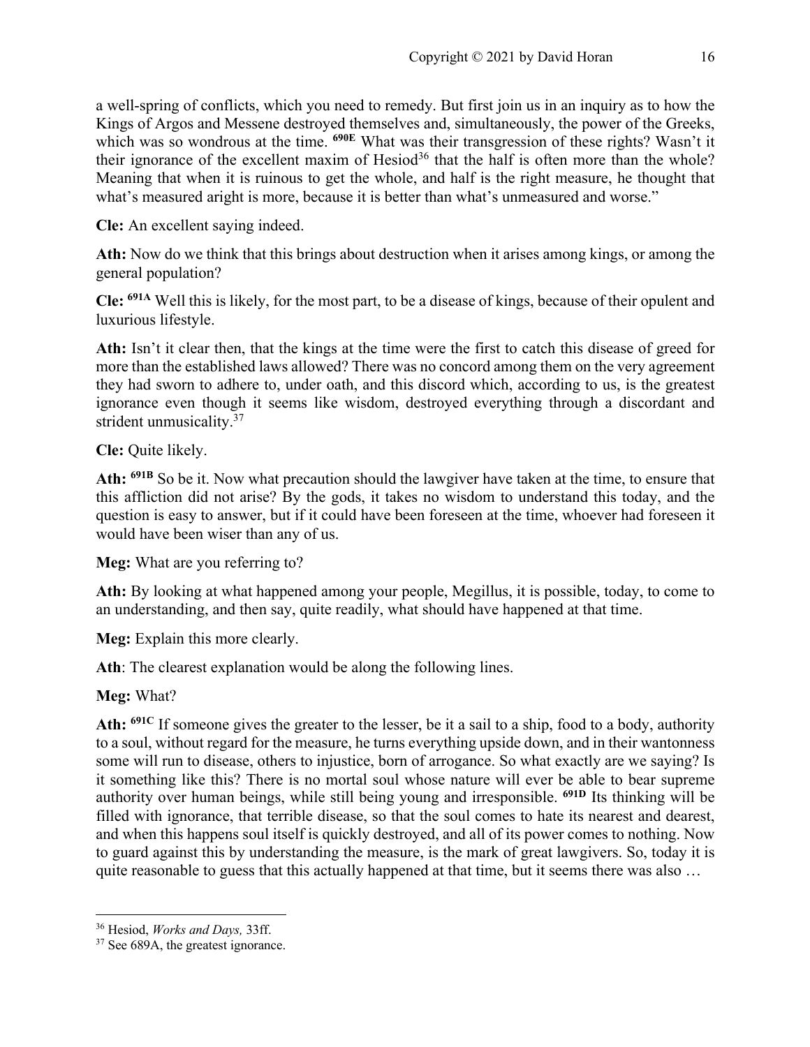a well-spring of conflicts, which you need to remedy. But first join us in an inquiry as to how the Kings of Argos and Messene destroyed themselves and, simultaneously, the power of the Greeks, which was so wondrous at the time. **690E** What was their transgression of these rights? Wasn't it their ignorance of the excellent maxim of Hesiod[36] that the half is often more than the whole? Meaning that when it is ruinous to get the whole, and half is the right measure, he thought that what's measured aright is more, because it is better than what's unmeasured and worse."

**Cle:** An excellent saying indeed.

**Ath:** Now do we think that this brings about destruction when it arises among kings, or among the general population?

**Cle:** **691A** Well this is likely, for the most part, to be a disease of kings, because of their opulent and luxurious lifestyle.

**Ath:** Isn't it clear then, that the kings at the time were the first to catch this disease of greed for more than the established laws allowed? There was no concord among them on the very agreement they had sworn to adhere to, under oath, and this discord which, according to us, is the greatest ignorance even though it seems like wisdom, destroyed everything through a discordant and strident unmusicality.[37]

**Cle:** Quite likely.

**Ath:** **691B** So be it. Now what precaution should the lawgiver have taken at the time, to ensure that this affliction did not arise? By the gods, it takes no wisdom to understand this today, and the question is easy to answer, but if it could have been foreseen at the time, whoever had foreseen it would have been wiser than any of us.

**Meg:** What are you referring to?

**Ath:** By looking at what happened among your people, Megillus, it is possible, today, to come to an understanding, and then say, quite readily, what should have happened at that time.

**Meg:** Explain this more clearly.

**Ath**: The clearest explanation would be along the following lines.

**Meg:** What?

**Ath:** **691C** If someone gives the greater to the lesser, be it a sail to a ship, food to a body, authority to a soul, without regard for the measure, he turns everything upside down, and in their wantonness some will run to disease, others to injustice, born of arrogance. So what exactly are we saying? Is it something like this? There is no mortal soul whose nature will ever be able to bear supreme authority over human beings, while still being young and irresponsible. **691D** Its thinking will be filled with ignorance, that terrible disease, so that the soul comes to hate its nearest and dearest, and when this happens soul itself is quickly destroyed, and all of its power comes to nothing. Now to guard against this by understanding the measure, is the mark of great lawgivers. So, today it is quite reasonable to guess that this actually happened at that time, but it seems there was also …

---

[36] Hesiod, *Works and Days,* 33ff.

[37] See 689A, the greatest ignorance.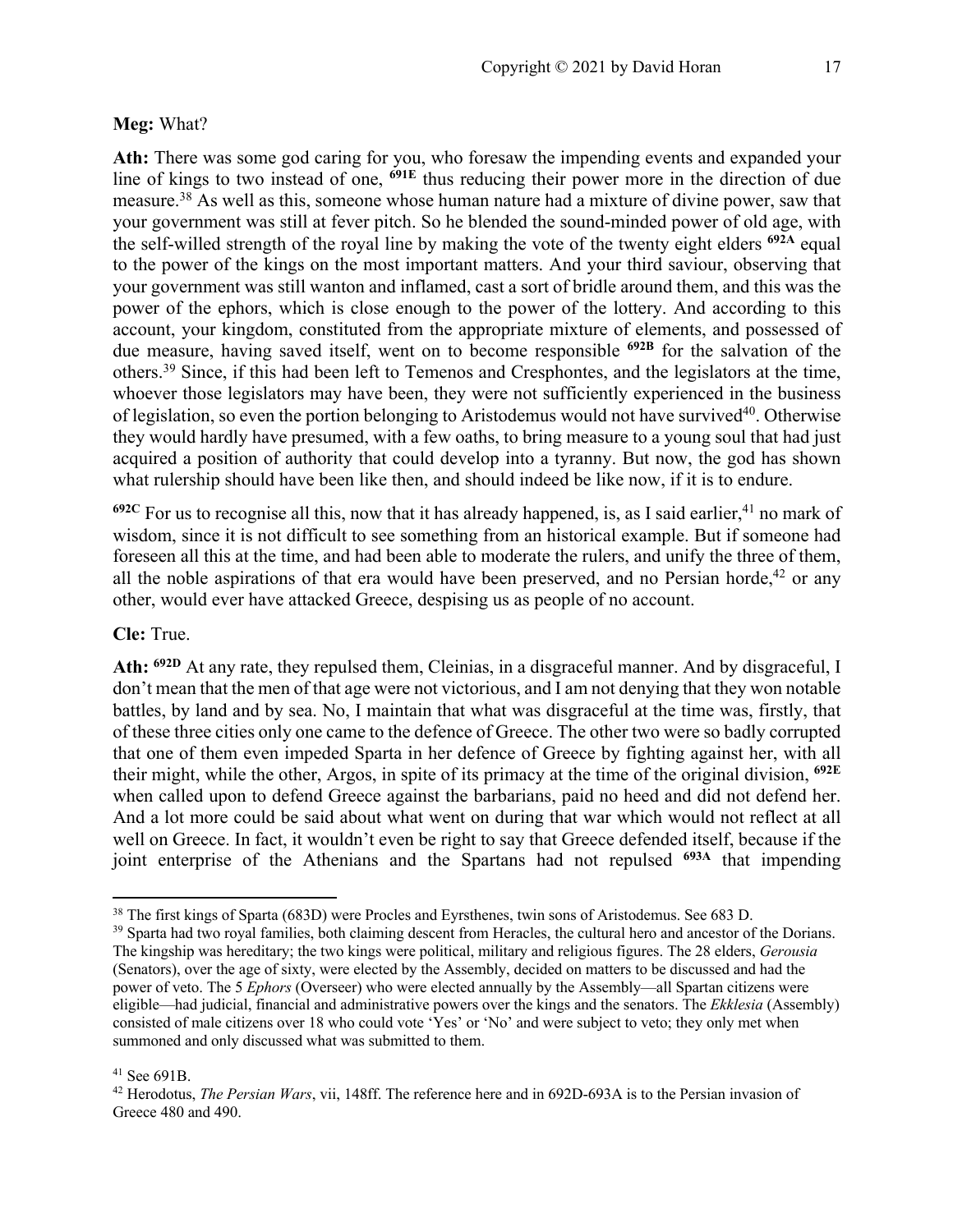**Meg:** What?

**Ath:** There was some god caring for you, who foresaw the impending events and expanded your line of kings to two instead of one, **691E** thus reducing their power more in the direction of due measure.[38] As well as this, someone whose human nature had a mixture of divine power, saw that your government was still at fever pitch. So he blended the sound-minded power of old age, with the self-willed strength of the royal line by making the vote of the twenty eight elders **692A** equal to the power of the kings on the most important matters. And your third saviour, observing that your government was still wanton and inflamed, cast a sort of bridle around them, and this was the power of the ephors, which is close enough to the power of the lottery. And according to this account, your kingdom, constituted from the appropriate mixture of elements, and possessed of due measure, having saved itself, went on to become responsible **692B** for the salvation of the others.[39] Since, if this had been left to Temenos and Cresphontes, and the legislators at the time, whoever those legislators may have been, they were not sufficiently experienced in the business of legislation, so even the portion belonging to Aristodemus would not have survived[40]. Otherwise they would hardly have presumed, with a few oaths, to bring measure to a young soul that had just acquired a position of authority that could develop into a tyranny. But now, the god has shown what rulership should have been like then, and should indeed be like now, if it is to endure.

**692C** For us to recognise all this, now that it has already happened, is, as I said earlier,[41] no mark of wisdom, since it is not difficult to see something from an historical example. But if someone had foreseen all this at the time, and had been able to moderate the rulers, and unify the three of them, all the noble aspirations of that era would have been preserved, and no Persian horde,[42] or any other, would ever have attacked Greece, despising us as people of no account.

**Cle:** True.

**Ath:** **692D** At any rate, they repulsed them, Cleinias, in a disgraceful manner. And by disgraceful, I don't mean that the men of that age were not victorious, and I am not denying that they won notable battles, by land and by sea. No, I maintain that what was disgraceful at the time was, firstly, that of these three cities only one came to the defence of Greece. The other two were so badly corrupted that one of them even impeded Sparta in her defence of Greece by fighting against her, with all their might, while the other, Argos, in spite of its primacy at the time of the original division, **692E** when called upon to defend Greece against the barbarians, paid no heed and did not defend her. And a lot more could be said about what went on during that war which would not reflect at all well on Greece. In fact, it wouldn't even be right to say that Greece defended itself, because if the joint enterprise of the Athenians and the Spartans had not repulsed **693A** that impending

---

[38] The first kings of Sparta (683D) were Procles and Eyrsthenes, twin sons of Aristodemus. See 683 D.

[39] Sparta had two royal families, both claiming descent from Heracles, the cultural hero and ancestor of the Dorians. The kingship was hereditary; the two kings were political, military and religious figures. The 28 elders, *Gerousia* (Senators), over the age of sixty, were elected by the Assembly, decided on matters to be discussed and had the power of veto. The 5 *Ephors* (Overseer) who were elected annually by the Assembly—all Spartan citizens were eligible—had judicial, financial and administrative powers over the kings and the senators. The *Ekklesia* (Assembly) consisted of male citizens over 18 who could vote 'Yes' or 'No' and were subject to veto; they only met when summoned and only discussed what was submitted to them.

[41] See 691B.

[42] Herodotus, *The Persian Wars*, vii, 148ff. The reference here and in 692D-693A is to the Persian invasion of Greece 480 and 490.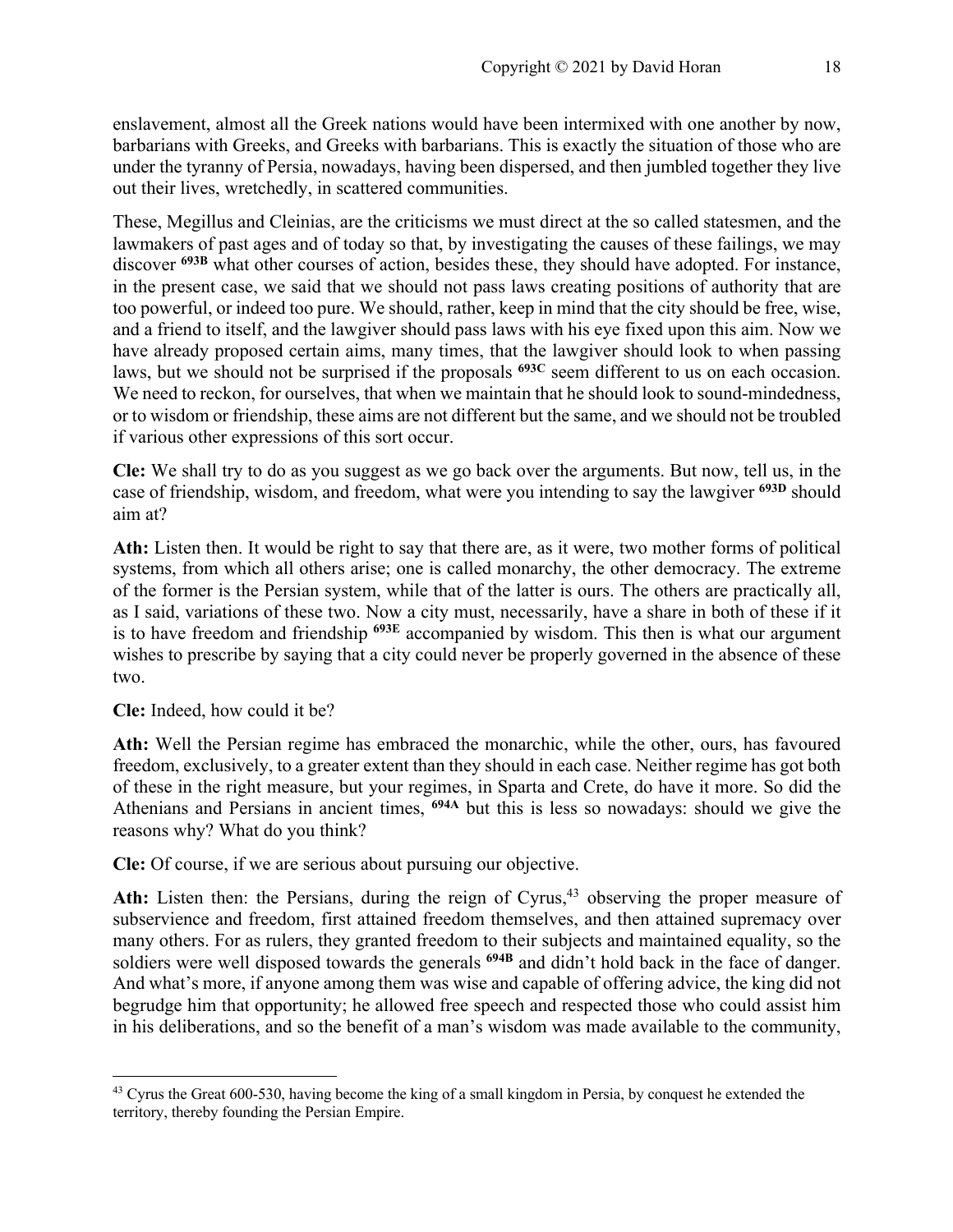enslavement, almost all the Greek nations would have been intermixed with one another by now, barbarians with Greeks, and Greeks with barbarians. This is exactly the situation of those who are under the tyranny of Persia, nowadays, having been dispersed, and then jumbled together they live out their lives, wretchedly, in scattered communities.

These, Megillus and Cleinias, are the criticisms we must direct at the so called statesmen, and the lawmakers of past ages and of today so that, by investigating the causes of these failings, we may discover **693B** what other courses of action, besides these, they should have adopted. For instance, in the present case, we said that we should not pass laws creating positions of authority that are too powerful, or indeed too pure. We should, rather, keep in mind that the city should be free, wise, and a friend to itself, and the lawgiver should pass laws with his eye fixed upon this aim. Now we have already proposed certain aims, many times, that the lawgiver should look to when passing laws, but we should not be surprised if the proposals **693C** seem different to us on each occasion. We need to reckon, for ourselves, that when we maintain that he should look to sound-mindedness, or to wisdom or friendship, these aims are not different but the same, and we should not be troubled if various other expressions of this sort occur.

**Cle:** We shall try to do as you suggest as we go back over the arguments. But now, tell us, in the case of friendship, wisdom, and freedom, what were you intending to say the lawgiver **693D** should aim at?

**Ath:** Listen then. It would be right to say that there are, as it were, two mother forms of political systems, from which all others arise; one is called monarchy, the other democracy. The extreme of the former is the Persian system, while that of the latter is ours. The others are practically all, as I said, variations of these two. Now a city must, necessarily, have a share in both of these if it is to have freedom and friendship **693E** accompanied by wisdom. This then is what our argument wishes to prescribe by saying that a city could never be properly governed in the absence of these two.

**Cle:** Indeed, how could it be?

**Ath:** Well the Persian regime has embraced the monarchic, while the other, ours, has favoured freedom, exclusively, to a greater extent than they should in each case. Neither regime has got both of these in the right measure, but your regimes, in Sparta and Crete, do have it more. So did the Athenians and Persians in ancient times, **694A** but this is less so nowadays: should we give the reasons why? What do you think?

**Cle:** Of course, if we are serious about pursuing our objective.

**Ath:** Listen then: the Persians, during the reign of Cyrus,[43] observing the proper measure of subservience and freedom, first attained freedom themselves, and then attained supremacy over many others. For as rulers, they granted freedom to their subjects and maintained equality, so the soldiers were well disposed towards the generals **694B** and didn't hold back in the face of danger. And what's more, if anyone among them was wise and capable of offering advice, the king did not begrudge him that opportunity; he allowed free speech and respected those who could assist him in his deliberations, and so the benefit of a man's wisdom was made available to the community,

---

[43] Cyrus the Great 600-530, having become the king of a small kingdom in Persia, by conquest he extended the territory, thereby founding the Persian Empire.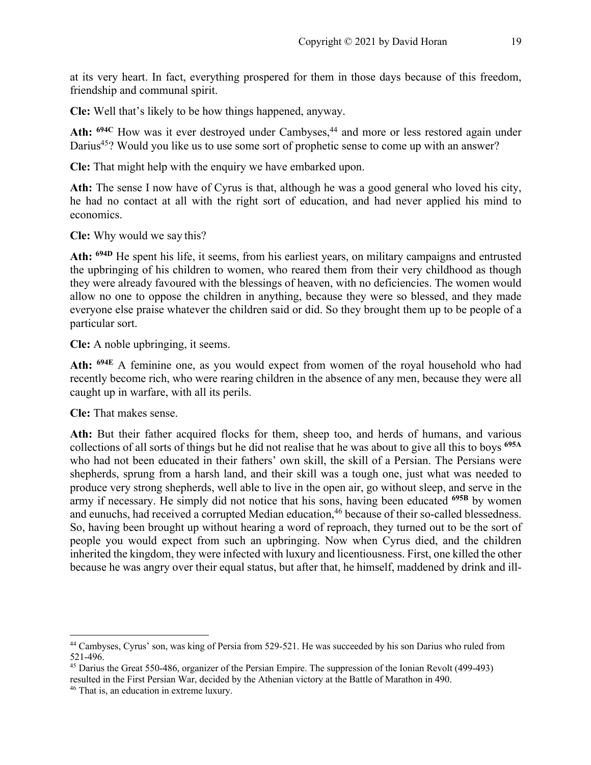at its very heart. In fact, everything prospered for them in those days because of this freedom, friendship and communal spirit.

**Cle:** Well that's likely to be how things happened, anyway.

**Ath:** **694C** How was it ever destroyed under Cambyses,[44] and more or less restored again under Darius[45]? Would you like us to use some sort of prophetic sense to come up with an answer?

**Cle:** That might help with the enquiry we have embarked upon.

**Ath:** The sense I now have of Cyrus is that, although he was a good general who loved his city, he had no contact at all with the right sort of education, and had never applied his mind to economics.

**Cle:** Why would we say this?

**Ath:** **694D** He spent his life, it seems, from his earliest years, on military campaigns and entrusted the upbringing of his children to women, who reared them from their very childhood as though they were already favoured with the blessings of heaven, with no deficiencies. The women would allow no one to oppose the children in anything, because they were so blessed, and they made everyone else praise whatever the children said or did. So they brought them up to be people of a particular sort.

**Cle:** A noble upbringing, it seems.

**Ath:** **694E** A feminine one, as you would expect from women of the royal household who had recently become rich, who were rearing children in the absence of any men, because they were all caught up in warfare, with all its perils.

**Cle:** That makes sense.

**Ath:** But their father acquired flocks for them, sheep too, and herds of humans, and various collections of all sorts of things but he did not realise that he was about to give all this to boys **695A** who had not been educated in their fathers' own skill, the skill of a Persian. The Persians were shepherds, sprung from a harsh land, and their skill was a tough one, just what was needed to produce very strong shepherds, well able to live in the open air, go without sleep, and serve in the army if necessary. He simply did not notice that his sons, having been educated **695B** by women and eunuchs, had received a corrupted Median education,[46] because of their so-called blessedness. So, having been brought up without hearing a word of reproach, they turned out to be the sort of people you would expect from such an upbringing. Now when Cyrus died, and the children inherited the kingdom, they were infected with luxury and licentiousness. First, one killed the other because he was angry over their equal status, but after that, he himself, maddened by drink and ill-

---

[44] Cambyses, Cyrus' son, was king of Persia from 529-521. He was succeeded by his son Darius who ruled from 521-496.

[45] Darius the Great 550-486, organizer of the Persian Empire. The suppression of the Ionian Revolt (499-493) resulted in the First Persian War, decided by the Athenian victory at the Battle of Marathon in 490.

[46] That is, an education in extreme luxury.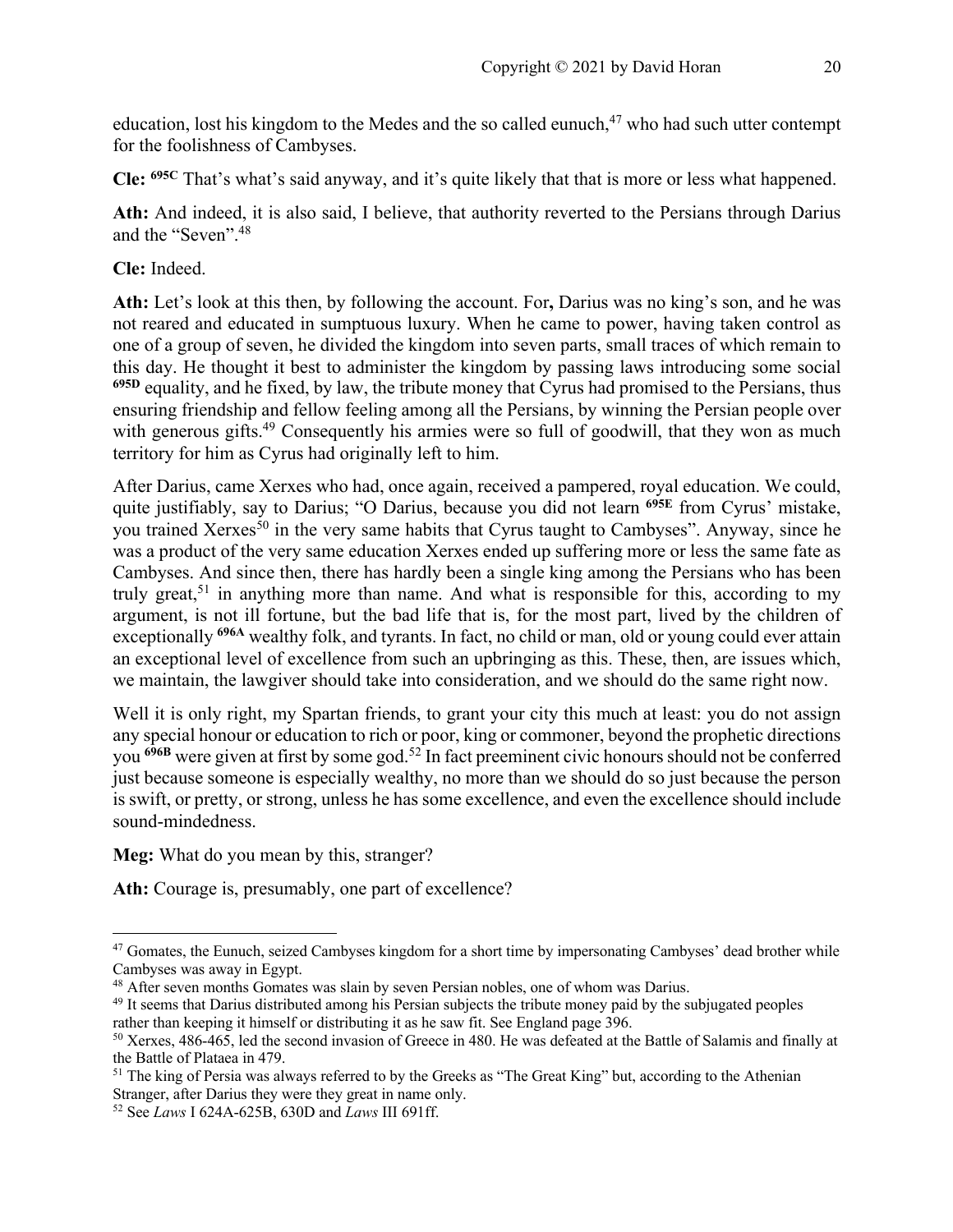education, lost his kingdom to the Medes and the so called eunuch,[47] who had such utter contempt for the foolishness of Cambyses.

**Cle:** **695C** That's what's said anyway, and it's quite likely that that is more or less what happened.

**Ath:** And indeed, it is also said, I believe, that authority reverted to the Persians through Darius and the "Seven".[48]

**Cle:** Indeed.

**Ath:** Let's look at this then, by following the account. For**,** Darius was no king's son, and he was not reared and educated in sumptuous luxury. When he came to power, having taken control as one of a group of seven, he divided the kingdom into seven parts, small traces of which remain to this day. He thought it best to administer the kingdom by passing laws introducing some social **695D** equality, and he fixed, by law, the tribute money that Cyrus had promised to the Persians, thus ensuring friendship and fellow feeling among all the Persians, by winning the Persian people over with generous gifts.[49] Consequently his armies were so full of goodwill, that they won as much territory for him as Cyrus had originally left to him.

After Darius, came Xerxes who had, once again, received a pampered, royal education. We could, quite justifiably, say to Darius; "O Darius, because you did not learn **695E** from Cyrus' mistake, you trained Xerxes[50] in the very same habits that Cyrus taught to Cambyses". Anyway, since he was a product of the very same education Xerxes ended up suffering more or less the same fate as Cambyses. And since then, there has hardly been a single king among the Persians who has been truly great,[51] in anything more than name. And what is responsible for this, according to my argument, is not ill fortune, but the bad life that is, for the most part, lived by the children of exceptionally **696A** wealthy folk, and tyrants. In fact, no child or man, old or young could ever attain an exceptional level of excellence from such an upbringing as this. These, then, are issues which, we maintain, the lawgiver should take into consideration, and we should do the same right now.

Well it is only right, my Spartan friends, to grant your city this much at least: you do not assign any special honour or education to rich or poor, king or commoner, beyond the prophetic directions you **696B** were given at first by some god.[52] In fact preeminent civic honours should not be conferred just because someone is especially wealthy, no more than we should do so just because the person is swift, or pretty, or strong, unless he has some excellence, and even the excellence should include sound-mindedness.

**Meg:** What do you mean by this, stranger?

**Ath:** Courage is, presumably, one part of excellence?

---

[47] Gomates, the Eunuch, seized Cambyses kingdom for a short time by impersonating Cambyses' dead brother while Cambyses was away in Egypt.

[48] After seven months Gomates was slain by seven Persian nobles, one of whom was Darius.

[49] It seems that Darius distributed among his Persian subjects the tribute money paid by the subjugated peoples rather than keeping it himself or distributing it as he saw fit. See England page 396.

[50] Xerxes, 486-465, led the second invasion of Greece in 480. He was defeated at the Battle of Salamis and finally at the Battle of Plataea in 479.

[51] The king of Persia was always referred to by the Greeks as "The Great King" but, according to the Athenian Stranger, after Darius they were they great in name only.

[52] See *Laws* I 624A-625B, 630D and *Laws* III 691ff.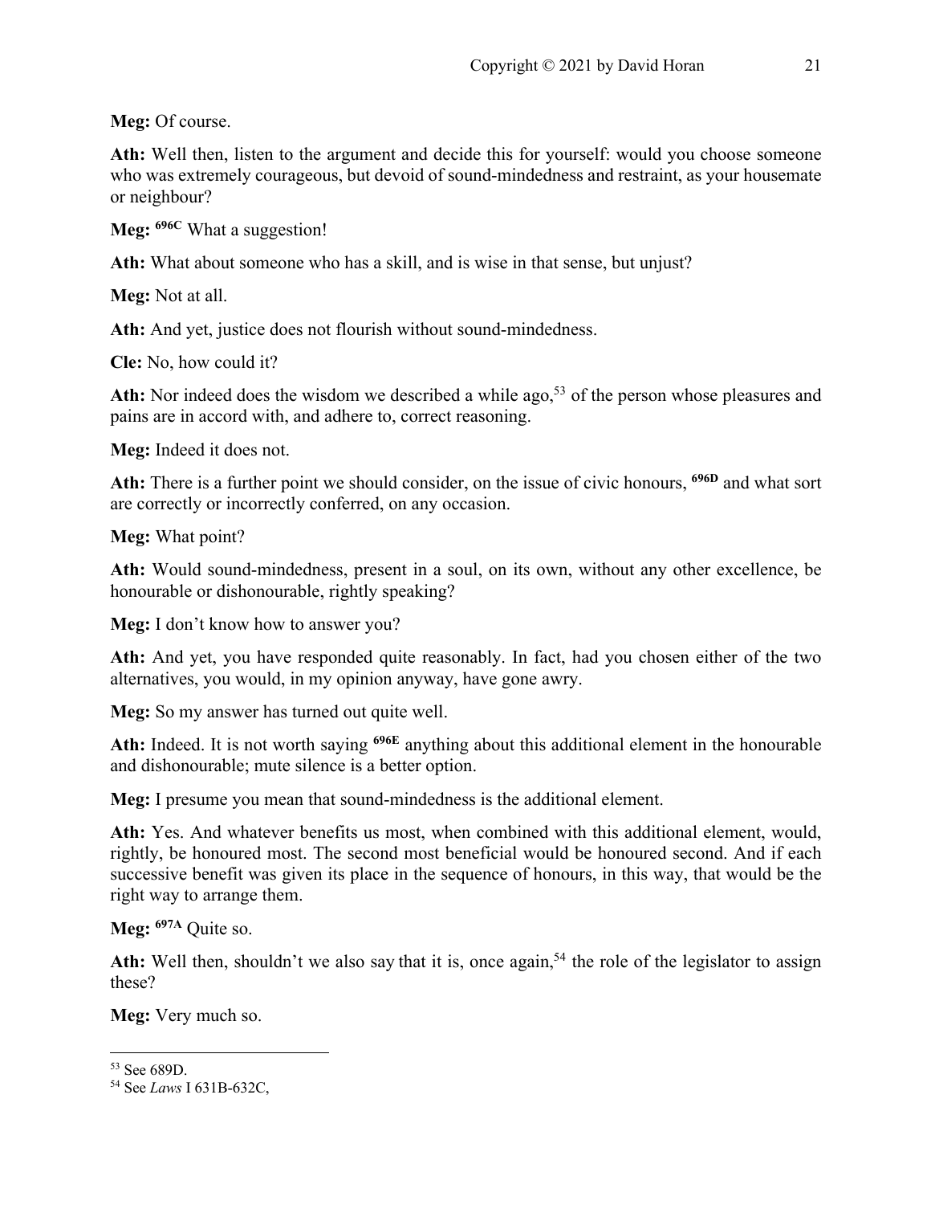**Meg:** Of course.

**Ath:** Well then, listen to the argument and decide this for yourself: would you choose someone who was extremely courageous, but devoid of sound-mindedness and restraint, as your housemate or neighbour?

**Meg:** **696C** What a suggestion!

**Ath:** What about someone who has a skill, and is wise in that sense, but unjust?

**Meg:** Not at all.

**Ath:** And yet, justice does not flourish without sound-mindedness.

**Cle:** No, how could it?

**Ath:** Nor indeed does the wisdom we described a while ago,[53] of the person whose pleasures and pains are in accord with, and adhere to, correct reasoning.

**Meg:** Indeed it does not.

**Ath:** There is a further point we should consider, on the issue of civic honours, **696D** and what sort are correctly or incorrectly conferred, on any occasion.

**Meg:** What point?

**Ath:** Would sound-mindedness, present in a soul, on its own, without any other excellence, be honourable or dishonourable, rightly speaking?

**Meg:** I don't know how to answer you?

**Ath:** And yet, you have responded quite reasonably. In fact, had you chosen either of the two alternatives, you would, in my opinion anyway, have gone awry.

**Meg:** So my answer has turned out quite well.

**Ath:** Indeed. It is not worth saying **696E** anything about this additional element in the honourable and dishonourable; mute silence is a better option.

**Meg:** I presume you mean that sound-mindedness is the additional element.

**Ath:** Yes. And whatever benefits us most, when combined with this additional element, would, rightly, be honoured most. The second most beneficial would be honoured second. And if each successive benefit was given its place in the sequence of honours, in this way, that would be the right way to arrange them.

**Meg:** **697A** Quite so.

**Ath:** Well then, shouldn't we also say that it is, once again,[54] the role of the legislator to assign these?

**Meg:** Very much so.

---

[53] See 689D.

[54] See *Laws* I 631B-632C,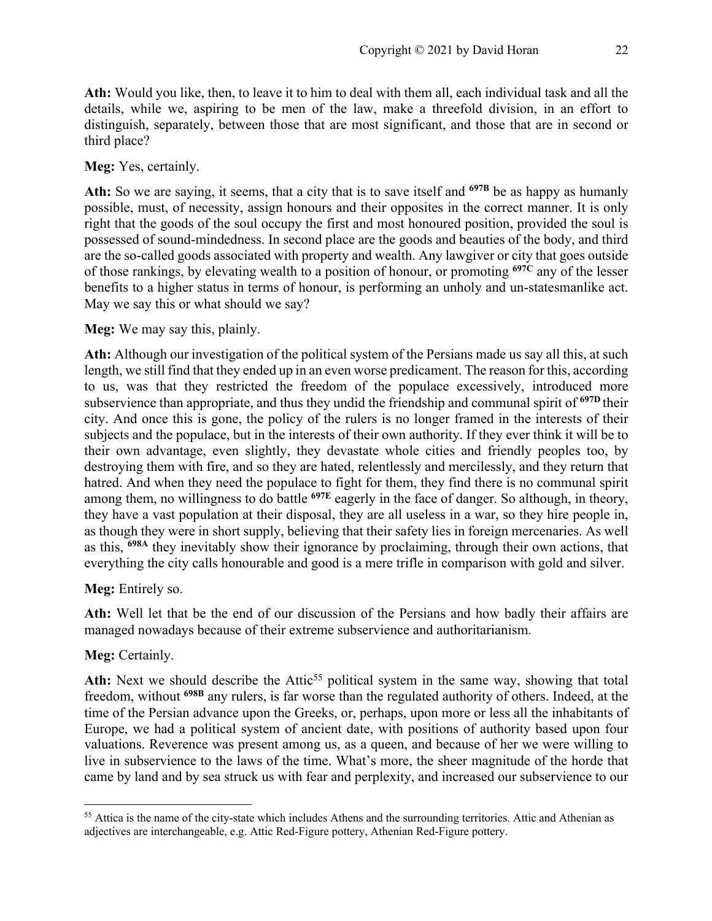**Ath:** Would you like, then, to leave it to him to deal with them all, each individual task and all the details, while we, aspiring to be men of the law, make a threefold division, in an effort to distinguish, separately, between those that are most significant, and those that are in second or third place?

**Meg:** Yes, certainly.

**Ath:** So we are saying, it seems, that a city that is to save itself and **697B** be as happy as humanly possible, must, of necessity, assign honours and their opposites in the correct manner. It is only right that the goods of the soul occupy the first and most honoured position, provided the soul is possessed of sound-mindedness. In second place are the goods and beauties of the body, and third are the so-called goods associated with property and wealth. Any lawgiver or city that goes outside of those rankings, by elevating wealth to a position of honour, or promoting **697C** any of the lesser benefits to a higher status in terms of honour, is performing an unholy and un-statesmanlike act. May we say this or what should we say?

**Meg:** We may say this, plainly.

**Ath:** Although our investigation of the political system of the Persians made us say all this, at such length, we still find that they ended up in an even worse predicament. The reason for this, according to us, was that they restricted the freedom of the populace excessively, introduced more subservience than appropriate, and thus they undid the friendship and communal spirit of **697D** their city. And once this is gone, the policy of the rulers is no longer framed in the interests of their subjects and the populace, but in the interests of their own authority. If they ever think it will be to their own advantage, even slightly, they devastate whole cities and friendly peoples too, by destroying them with fire, and so they are hated, relentlessly and mercilessly, and they return that hatred. And when they need the populace to fight for them, they find there is no communal spirit among them, no willingness to do battle **697E** eagerly in the face of danger. So although, in theory, they have a vast population at their disposal, they are all useless in a war, so they hire people in, as though they were in short supply, believing that their safety lies in foreign mercenaries. As well as this, **698A** they inevitably show their ignorance by proclaiming, through their own actions, that everything the city calls honourable and good is a mere trifle in comparison with gold and silver.

**Meg:** Entirely so.

**Ath:** Well let that be the end of our discussion of the Persians and how badly their affairs are managed nowadays because of their extreme subservience and authoritarianism.

**Meg:** Certainly.

**Ath:** Next we should describe the Attic[55] political system in the same way, showing that total freedom, without **698B** any rulers, is far worse than the regulated authority of others. Indeed, at the time of the Persian advance upon the Greeks, or, perhaps, upon more or less all the inhabitants of Europe, we had a political system of ancient date, with positions of authority based upon four valuations. Reverence was present among us, as a queen, and because of her we were willing to live in subservience to the laws of the time. What's more, the sheer magnitude of the horde that came by land and by sea struck us with fear and perplexity, and increased our subservience to our

[55] Attica is the name of the city-state which includes Athens and the surrounding territories. Attic and Athenian as adjectives are interchangeable, e.g. Attic Red-Figure pottery, Athenian Red-Figure pottery.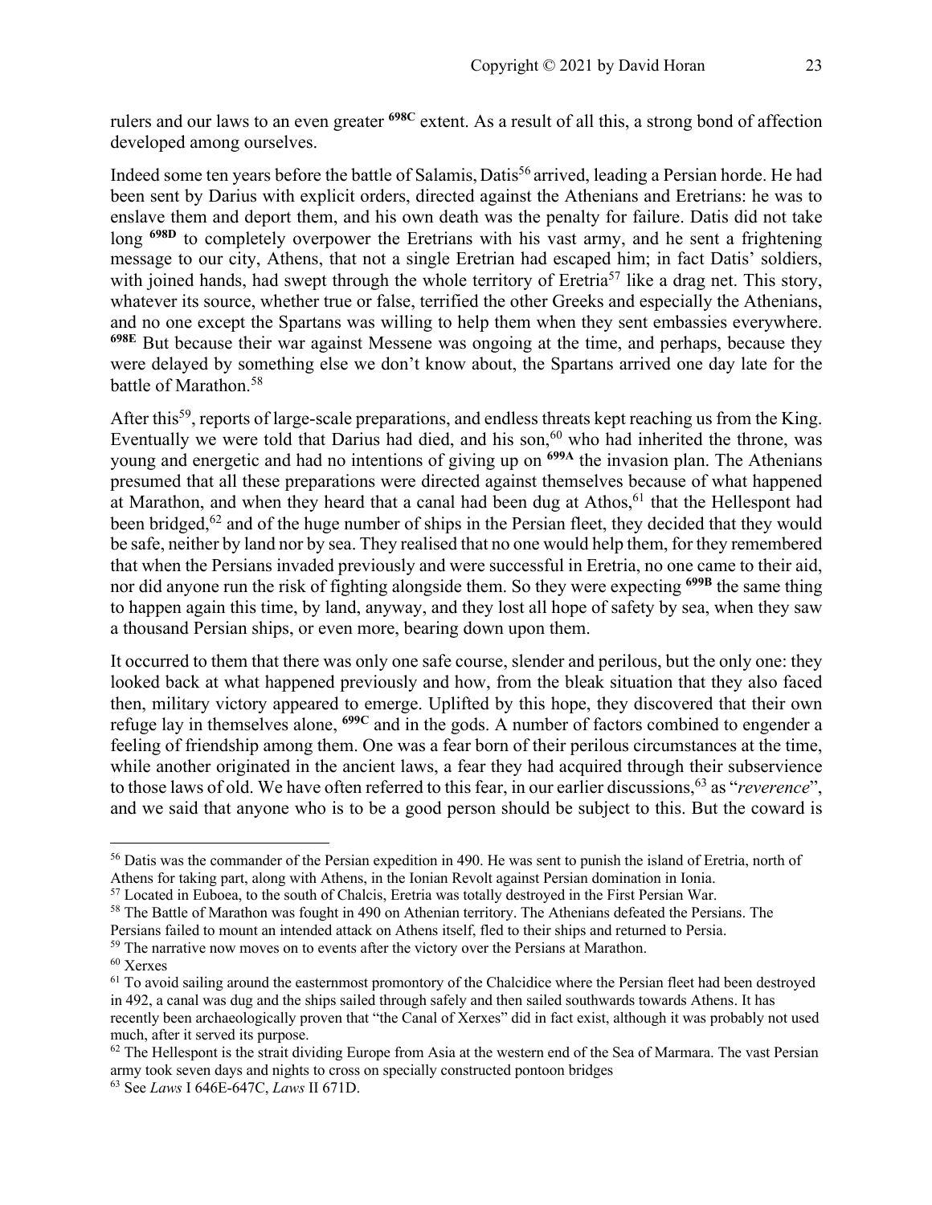rulers and our laws to an even greater **698C** extent. As a result of all this, a strong bond of affection developed among ourselves.

Indeed some ten years before the battle of Salamis, Datis[56] arrived, leading a Persian horde. He had been sent by Darius with explicit orders, directed against the Athenians and Eretrians: he was to enslave them and deport them, and his own death was the penalty for failure. Datis did not take long **698D** to completely overpower the Eretrians with his vast army, and he sent a frightening message to our city, Athens, that not a single Eretrian had escaped him; in fact Datis' soldiers, with joined hands, had swept through the whole territory of Eretria[57] like a drag net. This story, whatever its source, whether true or false, terrified the other Greeks and especially the Athenians, and no one except the Spartans was willing to help them when they sent embassies everywhere. **698E** But because their war against Messene was ongoing at the time, and perhaps, because they were delayed by something else we don't know about, the Spartans arrived one day late for the battle of Marathon.[58]

After this[59], reports of large-scale preparations, and endless threats kept reaching us from the King. Eventually we were told that Darius had died, and his son,[60] who had inherited the throne, was young and energetic and had no intentions of giving up on **699A** the invasion plan. The Athenians presumed that all these preparations were directed against themselves because of what happened at Marathon, and when they heard that a canal had been dug at Athos,[61] that the Hellespont had been bridged,[62] and of the huge number of ships in the Persian fleet, they decided that they would be safe, neither by land nor by sea. They realised that no one would help them, for they remembered that when the Persians invaded previously and were successful in Eretria, no one came to their aid, nor did anyone run the risk of fighting alongside them. So they were expecting **699B** the same thing to happen again this time, by land, anyway, and they lost all hope of safety by sea, when they saw a thousand Persian ships, or even more, bearing down upon them.

It occurred to them that there was only one safe course, slender and perilous, but the only one: they looked back at what happened previously and how, from the bleak situation that they also faced then, military victory appeared to emerge. Uplifted by this hope, they discovered that their own refuge lay in themselves alone, **699C** and in the gods. A number of factors combined to engender a feeling of friendship among them. One was a fear born of their perilous circumstances at the time, while another originated in the ancient laws, a fear they had acquired through their subservience to those laws of old. We have often referred to this fear, in our earlier discussions,[63] as "*reverence*", and we said that anyone who is to be a good person should be subject to this. But the coward is

---

[56] Datis was the commander of the Persian expedition in 490. He was sent to punish the island of Eretria, north of Athens for taking part, along with Athens, in the Ionian Revolt against Persian domination in Ionia.

[57] Located in Euboea, to the south of Chalcis, Eretria was totally destroyed in the First Persian War.

[58] The Battle of Marathon was fought in 490 on Athenian territory. The Athenians defeated the Persians. The Persians failed to mount an intended attack on Athens itself, fled to their ships and returned to Persia.

[59] The narrative now moves on to events after the victory over the Persians at Marathon.

[60] Xerxes

[61] To avoid sailing around the easternmost promontory of the Chalcidice where the Persian fleet had been destroyed in 492, a canal was dug and the ships sailed through safely and then sailed southwards towards Athens. It has recently been archaeologically proven that "the Canal of Xerxes" did in fact exist, although it was probably not used much, after it served its purpose.

[62] The Hellespont is the strait dividing Europe from Asia at the western end of the Sea of Marmara. The vast Persian army took seven days and nights to cross on specially constructed pontoon bridges

[63] See *Laws* I 646E-647C, *Laws* II 671D.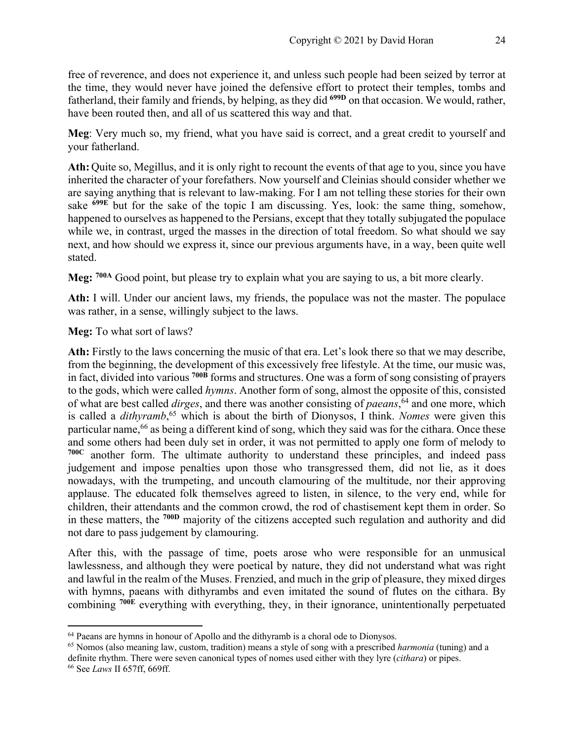free of reverence, and does not experience it, and unless such people had been seized by terror at the time, they would never have joined the defensive effort to protect their temples, tombs and fatherland, their family and friends, by helping, as they did **699D** on that occasion. We would, rather, have been routed then, and all of us scattered this way and that.

**Meg**: Very much so, my friend, what you have said is correct, and a great credit to yourself and your fatherland.

**Ath:** Quite so, Megillus, and it is only right to recount the events of that age to you, since you have inherited the character of your forefathers. Now yourself and Cleinias should consider whether we are saying anything that is relevant to law-making. For I am not telling these stories for their own sake **699E** but for the sake of the topic I am discussing. Yes, look: the same thing, somehow, happened to ourselves as happened to the Persians, except that they totally subjugated the populace while we, in contrast, urged the masses in the direction of total freedom. So what should we say next, and how should we express it, since our previous arguments have, in a way, been quite well stated.

**Meg:** **700A** Good point, but please try to explain what you are saying to us, a bit more clearly.

**Ath:** I will. Under our ancient laws, my friends, the populace was not the master. The populace was rather, in a sense, willingly subject to the laws.

**Meg:** To what sort of laws?

**Ath:** Firstly to the laws concerning the music of that era. Let's look there so that we may describe, from the beginning, the development of this excessively free lifestyle. At the time, our music was, in fact, divided into various **700B** forms and structures. One was a form of song consisting of prayers to the gods, which were called *hymns*. Another form of song, almost the opposite of this, consisted of what are best called *dirges*, and there was another consisting of *paeans*,[64] and one more, which is called a *dithyramb*,[65] which is about the birth of Dionysos, I think. *Nomes* were given this particular name,[66] as being a different kind of song, which they said was for the cithara. Once these and some others had been duly set in order, it was not permitted to apply one form of melody to **700C** another form. The ultimate authority to understand these principles, and indeed pass judgement and impose penalties upon those who transgressed them, did not lie, as it does nowadays, with the trumpeting, and uncouth clamouring of the multitude, nor their approving applause. The educated folk themselves agreed to listen, in silence, to the very end, while for children, their attendants and the common crowd, the rod of chastisement kept them in order. So in these matters, the **700D** majority of the citizens accepted such regulation and authority and did not dare to pass judgement by clamouring.

After this, with the passage of time, poets arose who were responsible for an unmusical lawlessness, and although they were poetical by nature, they did not understand what was right and lawful in the realm of the Muses. Frenzied, and much in the grip of pleasure, they mixed dirges with hymns, paeans with dithyrambs and even imitated the sound of flutes on the cithara. By combining **700E** everything with everything, they, in their ignorance, unintentionally perpetuated

---

[64] Paeans are hymns in honour of Apollo and the dithyramb is a choral ode to Dionysos.

[65] Nomos (also meaning law, custom, tradition) means a style of song with a prescribed *harmonia* (tuning) and a definite rhythm. There were seven canonical types of nomes used either with they lyre (*cithara*) or pipes.

[66] See *Laws* II 657ff, 669ff.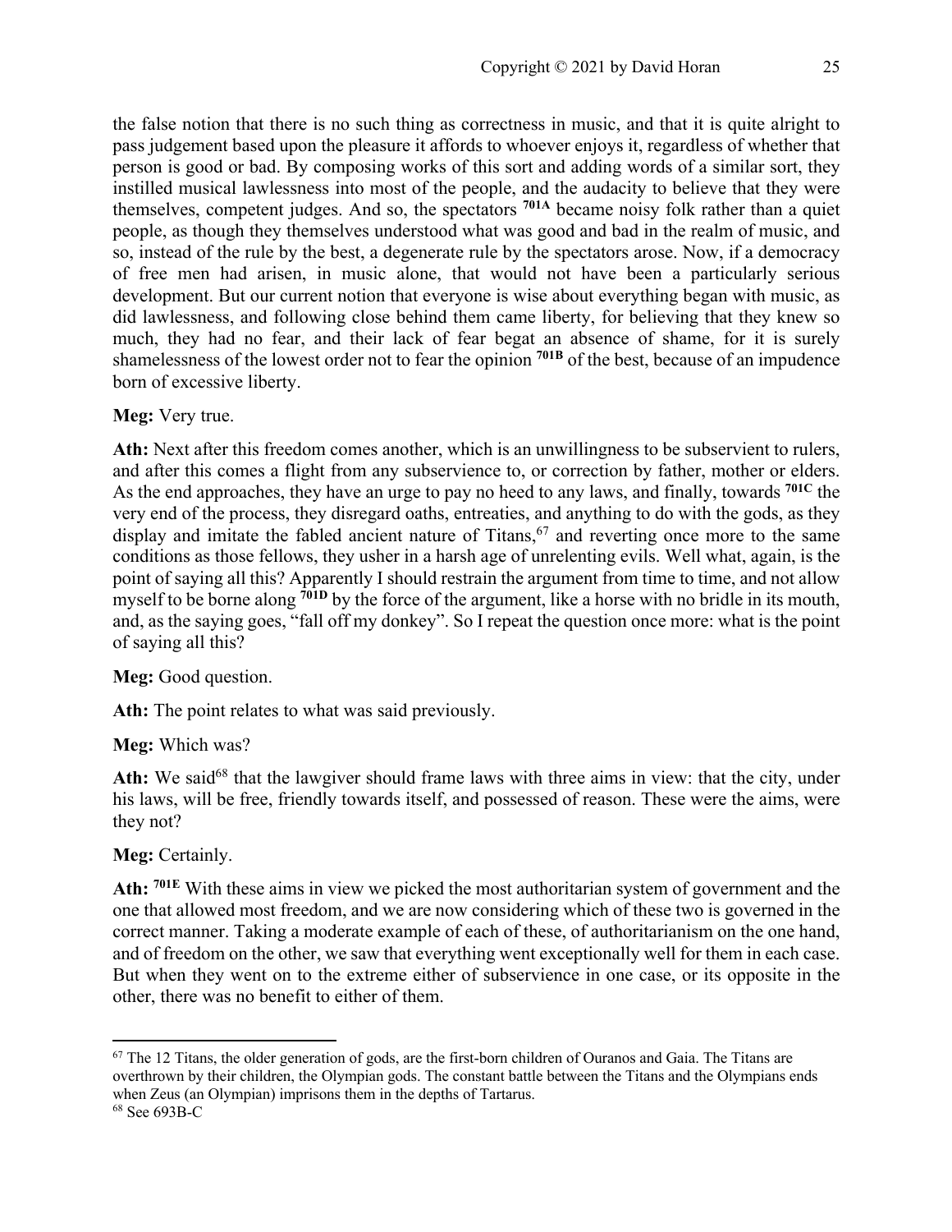the false notion that there is no such thing as correctness in music, and that it is quite alright to pass judgement based upon the pleasure it affords to whoever enjoys it, regardless of whether that person is good or bad. By composing works of this sort and adding words of a similar sort, they instilled musical lawlessness into most of the people, and the audacity to believe that they were themselves, competent judges. And so, the spectators **701A** became noisy folk rather than a quiet people, as though they themselves understood what was good and bad in the realm of music, and so, instead of the rule by the best, a degenerate rule by the spectators arose. Now, if a democracy of free men had arisen, in music alone, that would not have been a particularly serious development. But our current notion that everyone is wise about everything began with music, as did lawlessness, and following close behind them came liberty, for believing that they knew so much, they had no fear, and their lack of fear begat an absence of shame, for it is surely shamelessness of the lowest order not to fear the opinion **701B** of the best, because of an impudence born of excessive liberty.

**Meg:** Very true.

**Ath:** Next after this freedom comes another, which is an unwillingness to be subservient to rulers, and after this comes a flight from any subservience to, or correction by father, mother or elders. As the end approaches, they have an urge to pay no heed to any laws, and finally, towards **701C** the very end of the process, they disregard oaths, entreaties, and anything to do with the gods, as they display and imitate the fabled ancient nature of Titans,[67] and reverting once more to the same conditions as those fellows, they usher in a harsh age of unrelenting evils. Well what, again, is the point of saying all this? Apparently I should restrain the argument from time to time, and not allow myself to be borne along **701D** by the force of the argument, like a horse with no bridle in its mouth, and, as the saying goes, "fall off my donkey". So I repeat the question once more: what is the point of saying all this?

**Meg:** Good question.

**Ath:** The point relates to what was said previously.

**Meg:** Which was?

**Ath:** We said[68] that the lawgiver should frame laws with three aims in view: that the city, under his laws, will be free, friendly towards itself, and possessed of reason. These were the aims, were they not?

**Meg:** Certainly.

**Ath:** **701E** With these aims in view we picked the most authoritarian system of government and the one that allowed most freedom, and we are now considering which of these two is governed in the correct manner. Taking a moderate example of each of these, of authoritarianism on the one hand, and of freedom on the other, we saw that everything went exceptionally well for them in each case. But when they went on to the extreme either of subservience in one case, or its opposite in the other, there was no benefit to either of them.

---

[67] The 12 Titans, the older generation of gods, are the first-born children of Ouranos and Gaia. The Titans are overthrown by their children, the Olympian gods. The constant battle between the Titans and the Olympians ends when Zeus (an Olympian) imprisons them in the depths of Tartarus.

[68] See 693B-C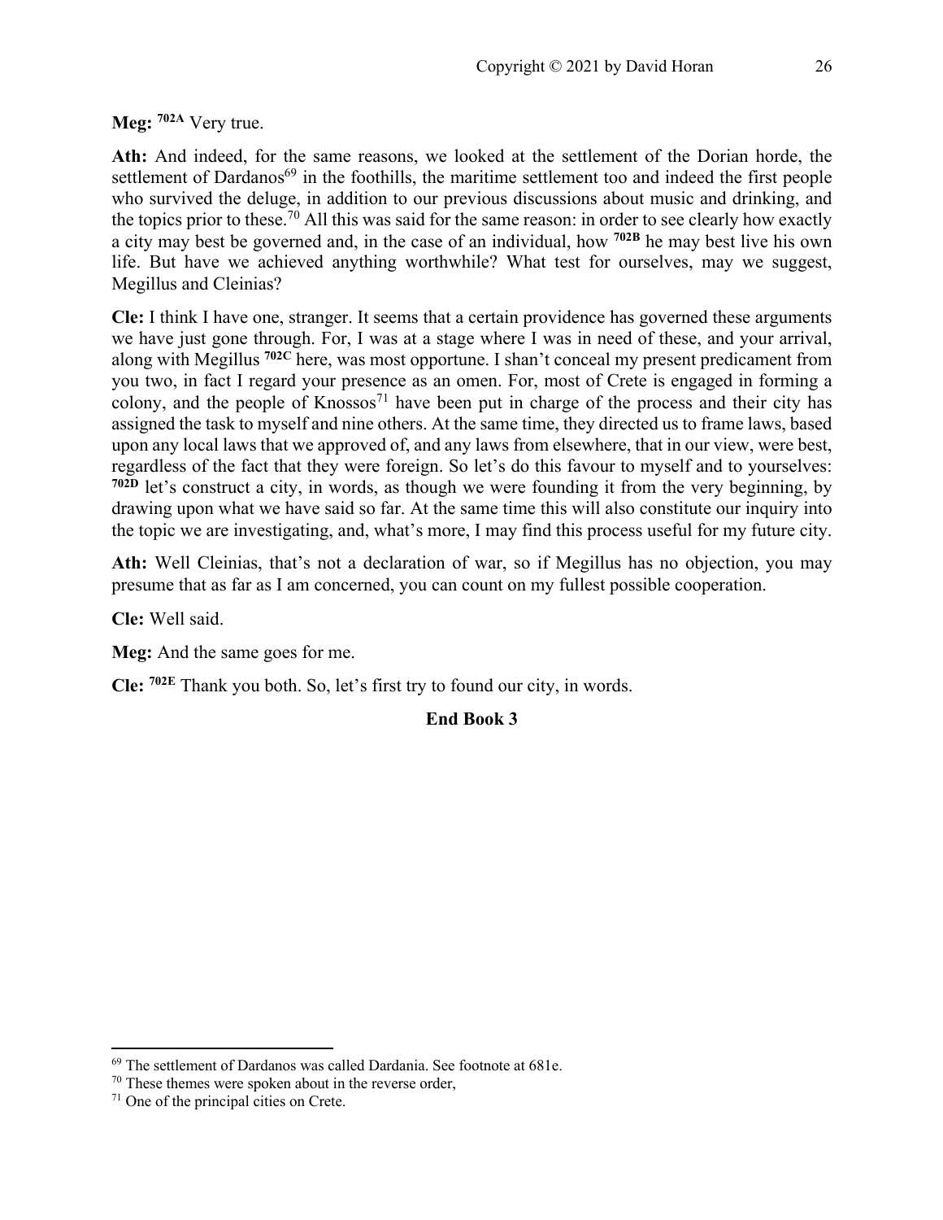**Meg:** **702A** Very true.

**Ath:** And indeed, for the same reasons, we looked at the settlement of the Dorian horde, the settlement of Dardanos[69] in the foothills, the maritime settlement too and indeed the first people who survived the deluge, in addition to our previous discussions about music and drinking, and the topics prior to these.[70] All this was said for the same reason: in order to see clearly how exactly a city may best be governed and, in the case of an individual, how **702B** he may best live his own life. But have we achieved anything worthwhile? What test for ourselves, may we suggest, Megillus and Cleinias?

**Cle:** I think I have one, stranger. It seems that a certain providence has governed these arguments we have just gone through. For, I was at a stage where I was in need of these, and your arrival, along with Megillus **702C** here, was most opportune. I shan't conceal my present predicament from you two, in fact I regard your presence as an omen. For, most of Crete is engaged in forming a colony, and the people of Knossos[71] have been put in charge of the process and their city has assigned the task to myself and nine others. At the same time, they directed us to frame laws, based upon any local laws that we approved of, and any laws from elsewhere, that in our view, were best, regardless of the fact that they were foreign. So let's do this favour to myself and to yourselves: **702D** let's construct a city, in words, as though we were founding it from the very beginning, by drawing upon what we have said so far. At the same time this will also constitute our inquiry into the topic we are investigating, and, what's more, I may find this process useful for my future city.

**Ath:** Well Cleinias, that's not a declaration of war, so if Megillus has no objection, you may presume that as far as I am concerned, you can count on my fullest possible cooperation.

**Cle:** Well said.

**Meg:** And the same goes for me.

**Cle:** **702E** Thank you both. So, let's first try to found our city, in words.

**End Book 3**

---

[69] The settlement of Dardanos was called Dardania. See footnote at 681e.

[70] These themes were spoken about in the reverse order,

[71] One of the principal cities on Crete.